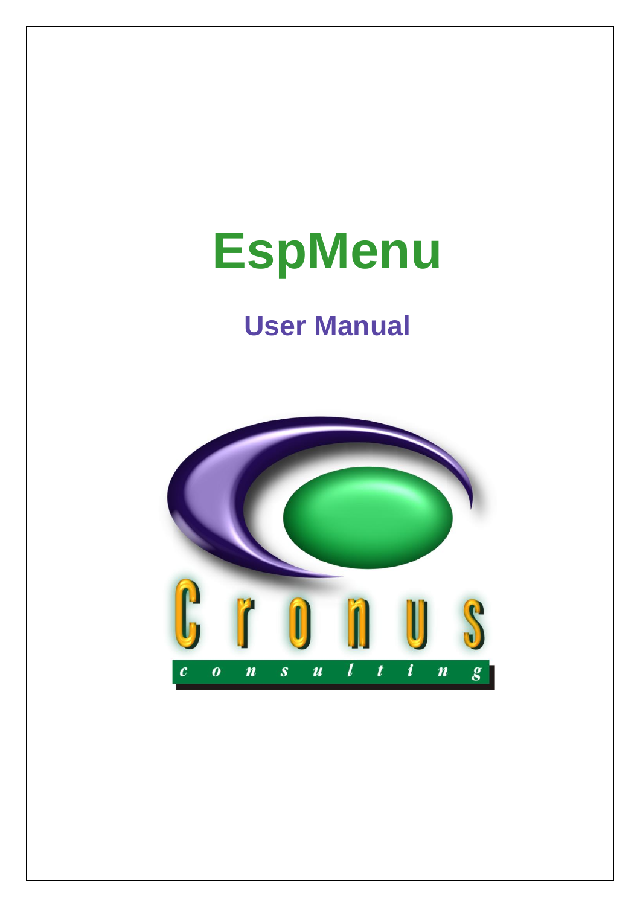# EspMenu

## User Manual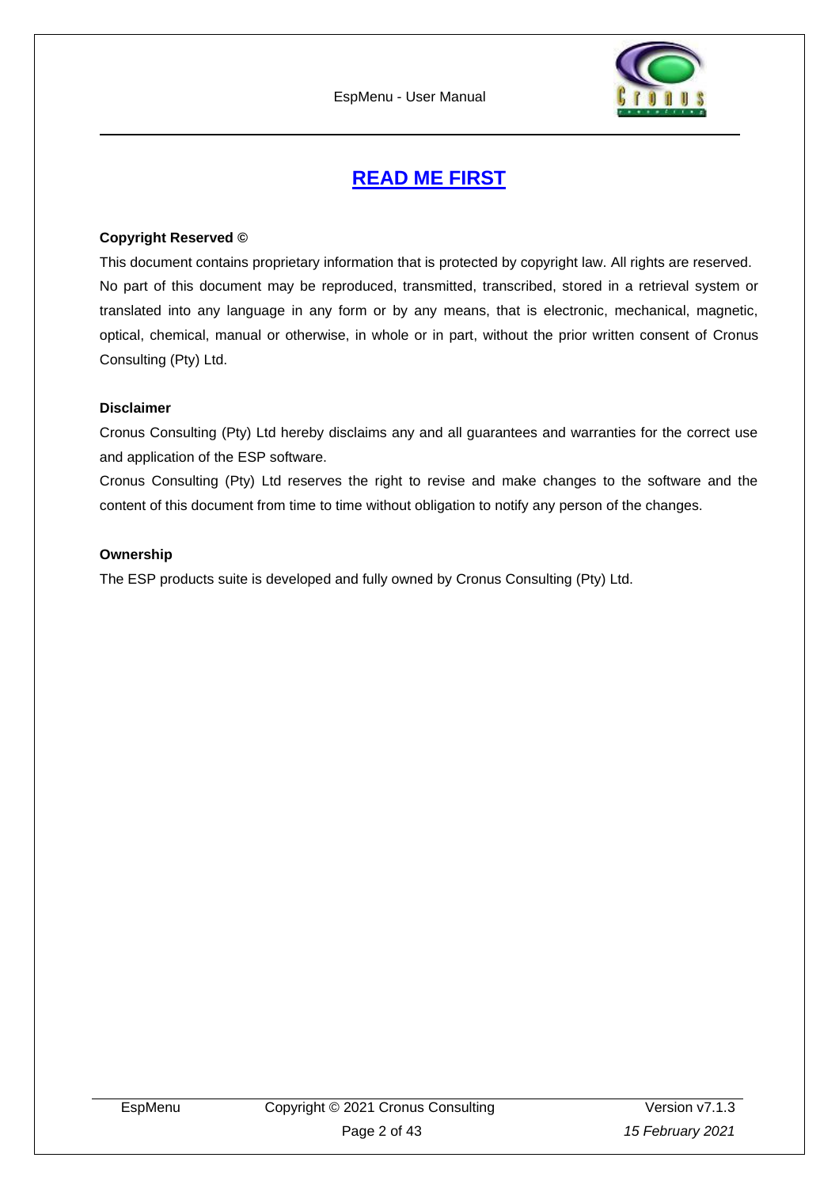# READ ME FIRST

**Copyright Reserved ©**

This document contains proprietary information that is protected by copyright law. All rights are reserved. No part of this document may be reproduced, transmitted, transcribed, stored in a retrieval system or translated into any language in any form or by any means, that is electronic, mechanical, magnetic, optical, chemical, manual or otherwise, in whole or in part, without the prior written consent of Cronus Consulting (Pty) Ltd.

**Disclaimer**

Cronus Consulting (Pty) Ltd hereby disclaims any and all guarantees and warranties for the correct use and application of the ESP software.

Cronus Consulting (Pty) Ltd reserves the right to revise and make changes to the software and the content of this document from time to time without obligation to notify any person of the changes.

**Ownership**

The ESP products suite is developed and fully owned by Cronus Consulting (Pty) Ltd.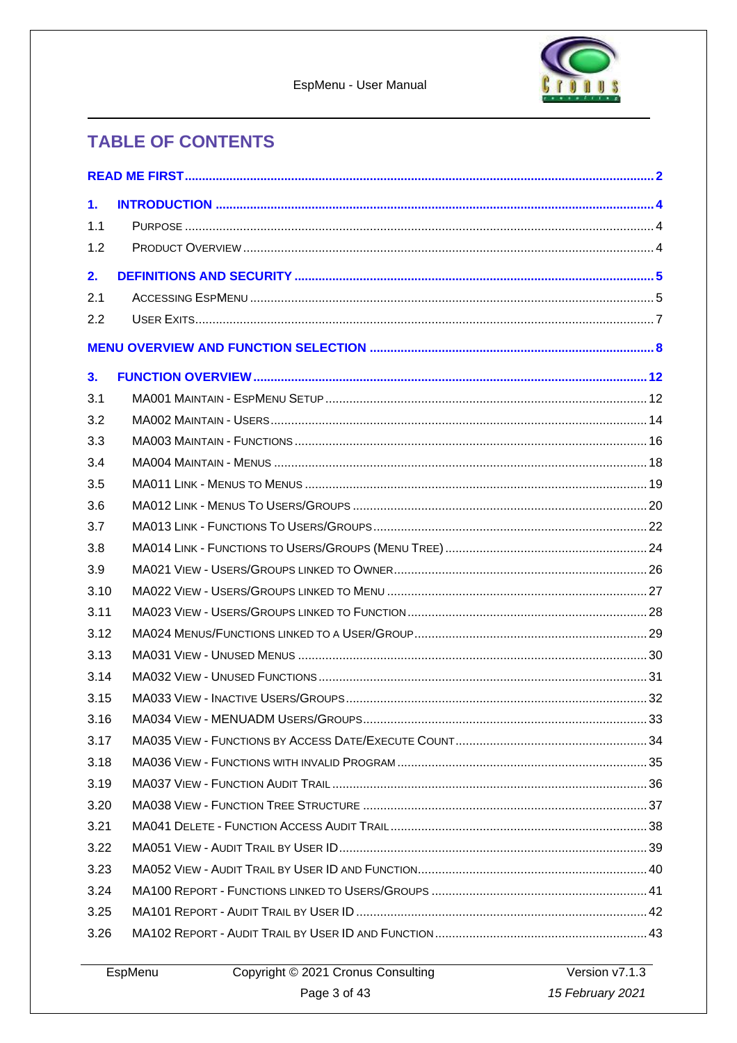# TABLE OF CONTENTS

**READ ME FIRST** ........ 2

**1. INTRODUCTION** ........ 4

1.1 PURPOSE ........ 4

1.2 PRODUCT OVERVIEW ........ 4

**2. DEFINITIONS AND SECURITY** ........ 5

2.1 ACCESSING ESPMENU ........ 5

2.2 USER EXITS ........ 7

**MENU OVERVIEW AND FUNCTION SELECTION** ........ 8

**3. FUNCTION OVERVIEW** ........ 12

3.1 MA001 MAINTAIN - ESPMENU SETUP ........ 12

3.2 MA002 MAINTAIN - USERS ........ 14

3.3 MA003 MAINTAIN - FUNCTIONS ........ 16

3.4 MA004 MAINTAIN - MENUS ........ 18

3.5 MA011 LINK - MENUS TO MENUS ........ 19

3.6 MA012 LINK - MENUS TO USERS/GROUPS ........ 20

3.7 MA013 LINK - FUNCTIONS TO USERS/GROUPS ........ 22

3.8 MA014 LINK - FUNCTIONS TO USERS/GROUPS (MENU TREE) ........ 24

3.9 MA021 VIEW - USERS/GROUPS LINKED TO OWNER ........ 26

3.10 MA022 VIEW - USERS/GROUPS LINKED TO MENU ........ 27

3.11 MA023 VIEW - USERS/GROUPS LINKED TO FUNCTION ........ 28

3.12 MA024 MENUS/FUNCTIONS LINKED TO A USER/GROUP ........ 29

3.13 MA031 VIEW - UNUSED MENUS ........ 30

3.14 MA032 VIEW - UNUSED FUNCTIONS ........ 31

3.15 MA033 VIEW - INACTIVE USERS/GROUPS ........ 32

3.16 MA034 VIEW - MENUADM USERS/GROUPS ........ 33

3.17 MA035 VIEW - FUNCTIONS BY ACCESS DATE/EXECUTE COUNT ........ 34

3.18 MA036 VIEW - FUNCTIONS WITH INVALID PROGRAM ........ 35

3.19 MA037 VIEW - FUNCTION AUDIT TRAIL ........ 36

3.20 MA038 VIEW - FUNCTION TREE STRUCTURE ........ 37

3.21 MA041 DELETE - FUNCTION ACCESS AUDIT TRAIL ........ 38

3.22 MA051 VIEW - AUDIT TRAIL BY USER ID ........ 39

3.23 MA052 VIEW - AUDIT TRAIL BY USER ID AND FUNCTION ........ 40

3.24 MA100 REPORT - FUNCTIONS LINKED TO USERS/GROUPS ........ 41

3.25 MA101 REPORT - AUDIT TRAIL BY USER ID ........ 42

3.26 MA102 REPORT - AUDIT TRAIL BY USER ID AND FUNCTION ........ 43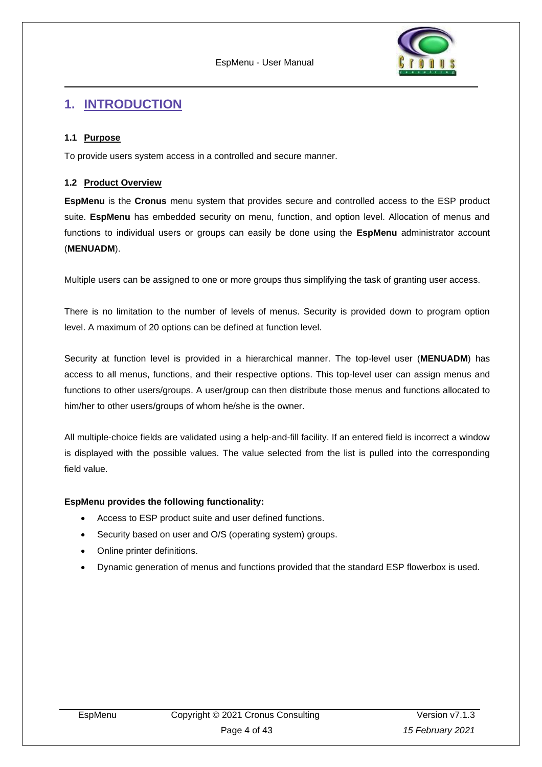# 1. INTRODUCTION

### 1.1 Purpose

To provide users system access in a controlled and secure manner.

### 1.2 Product Overview

**EspMenu** is the **Cronus** menu system that provides secure and controlled access to the ESP product suite. **EspMenu** has embedded security on menu, function, and option level. Allocation of menus and functions to individual users or groups can easily be done using the **EspMenu** administrator account (**MENUADM**).

Multiple users can be assigned to one or more groups thus simplifying the task of granting user access.

There is no limitation to the number of levels of menus. Security is provided down to program option level. A maximum of 20 options can be defined at function level.

Security at function level is provided in a hierarchical manner. The top-level user (**MENUADM**) has access to all menus, functions, and their respective options. This top-level user can assign menus and functions to other users/groups. A user/group can then distribute those menus and functions allocated to him/her to other users/groups of whom he/she is the owner.

All multiple-choice fields are validated using a help-and-fill facility. If an entered field is incorrect a window is displayed with the possible values. The value selected from the list is pulled into the corresponding field value.

**EspMenu provides the following functionality:**

- Access to ESP product suite and user defined functions.
- Security based on user and O/S (operating system) groups.
- Online printer definitions.
- Dynamic generation of menus and functions provided that the standard ESP flowerbox is used.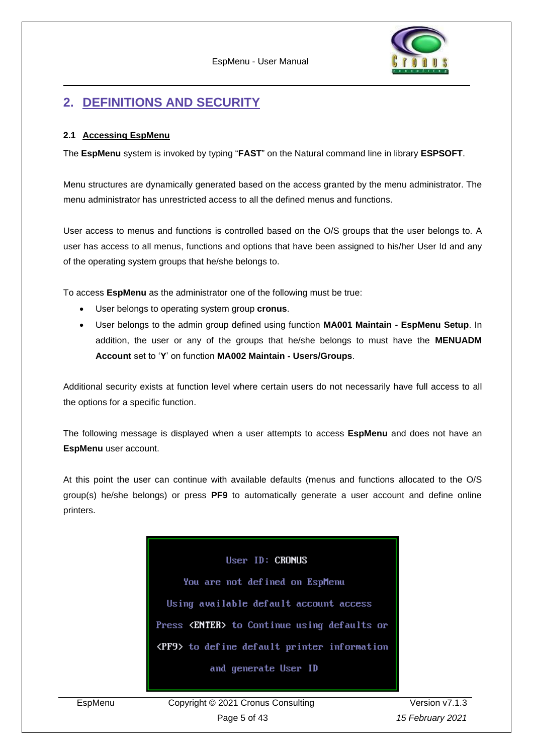## 2. DEFINITIONS AND SECURITY

### 2.1 Accessing EspMenu

The **EspMenu** system is invoked by typing "**FAST**" on the Natural command line in library **ESPSOFT**.

Menu structures are dynamically generated based on the access granted by the menu administrator. The menu administrator has unrestricted access to all the defined menus and functions.

User access to menus and functions is controlled based on the O/S groups that the user belongs to. A user has access to all menus, functions and options that have been assigned to his/her User Id and any of the operating system groups that he/she belongs to.

To access **EspMenu** as the administrator one of the following must be true:

- User belongs to operating system group **cronus**.
- User belongs to the admin group defined using function **MA001 Maintain - EspMenu Setup**. In addition, the user or any of the groups that he/she belongs to must have the **MENUADM Account** set to '**Y**' on function **MA002 Maintain - Users/Groups**.

Additional security exists at function level where certain users do not necessarily have full access to all the options for a specific function.

The following message is displayed when a user attempts to access **EspMenu** and does not have an **EspMenu** user account.

At this point the user can continue with available defaults (menus and functions allocated to the O/S group(s) he/she belongs) or press **PF9** to automatically generate a user account and define online printers.

```
User ID: CRONUS

You are not defined on EspMenu

Using available default account access

Press <ENTER> to Continue using defaults or

<PF9> to define default printer information

and generate User ID
```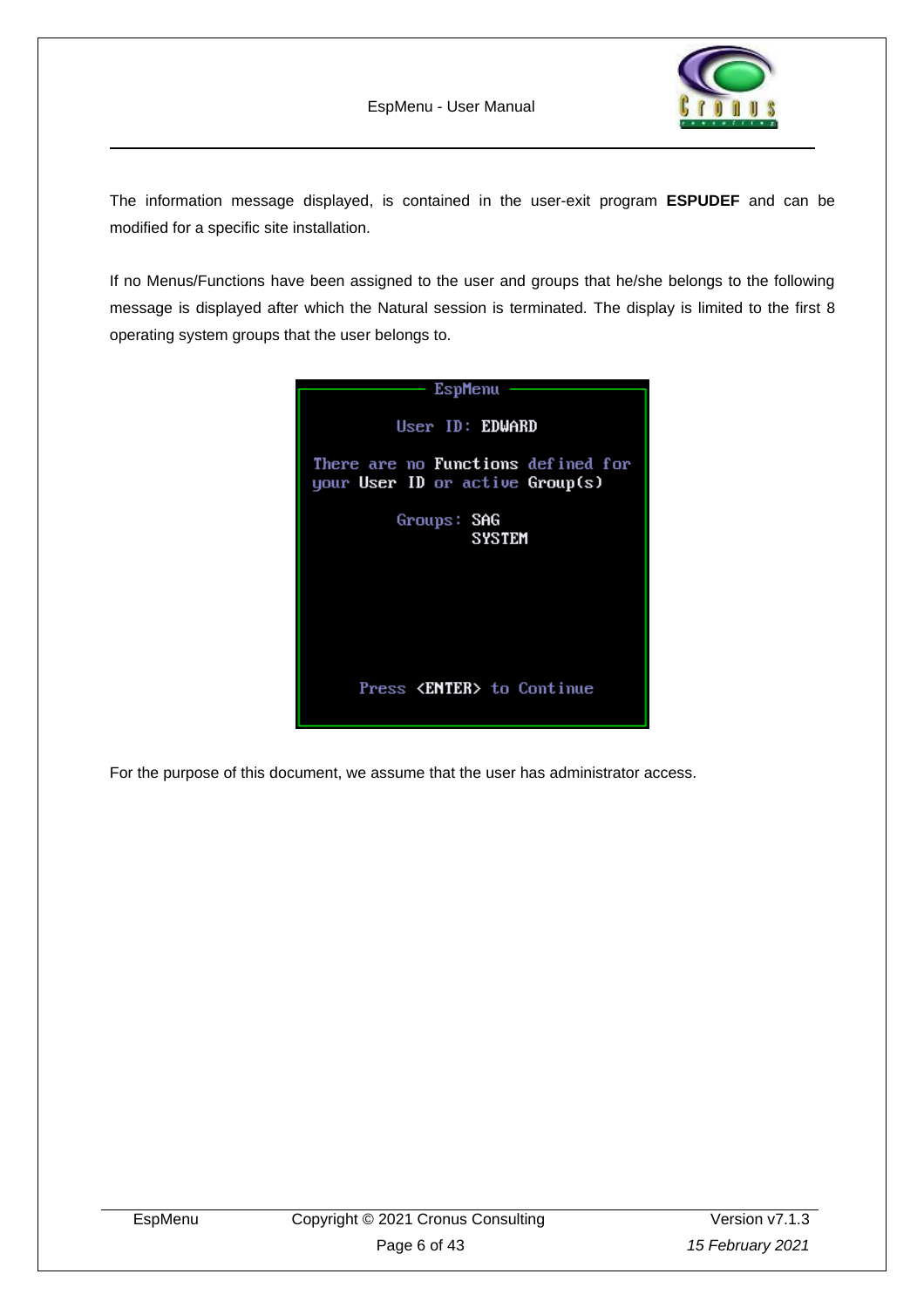The information message displayed, is contained in the user-exit program **ESPUDEF** and can be modified for a specific site installation.

If no Menus/Functions have been assigned to the user and groups that he/she belongs to the following message is displayed after which the Natural session is terminated. The display is limited to the first 8 operating system groups that the user belongs to.

```
EspMenu

User ID: EDWARD

There are no Functions defined for
your User ID or active Group(s)

Groups: SAG
        SYSTEM


Press <ENTER> to Continue
```

For the purpose of this document, we assume that the user has administrator access.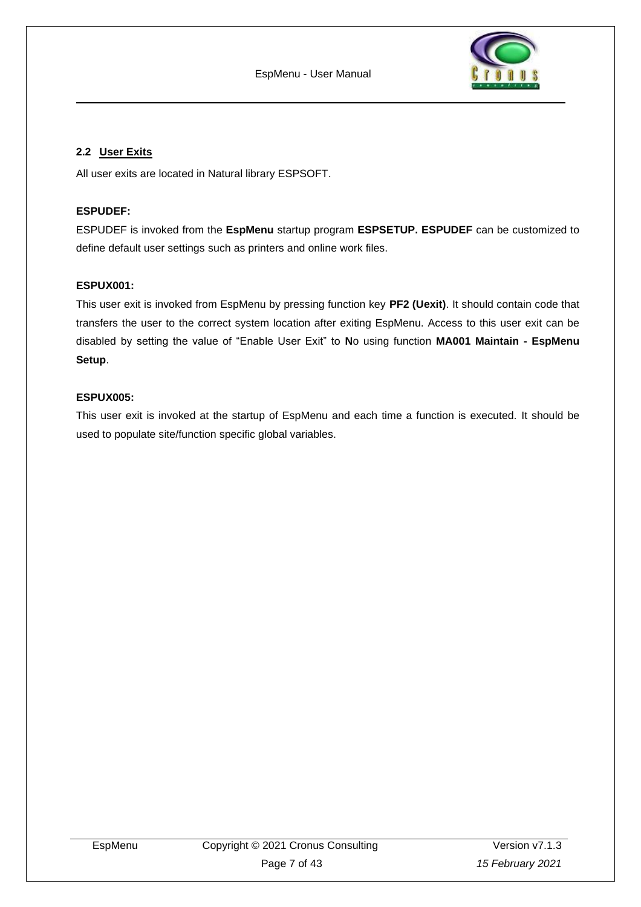## 2.2 User Exits

All user exits are located in Natural library ESPSOFT.

**ESPUDEF:**

ESPUDEF is invoked from the **EspMenu** startup program **ESPSETUP. ESPUDEF** can be customized to define default user settings such as printers and online work files.

**ESPUX001:**

This user exit is invoked from EspMenu by pressing function key **PF2 (Uexit)**. It should contain code that transfers the user to the correct system location after exiting EspMenu. Access to this user exit can be disabled by setting the value of "Enable User Exit" to **N**o using function **MA001 Maintain - EspMenu Setup**.

**ESPUX005:**

This user exit is invoked at the startup of EspMenu and each time a function is executed. It should be used to populate site/function specific global variables.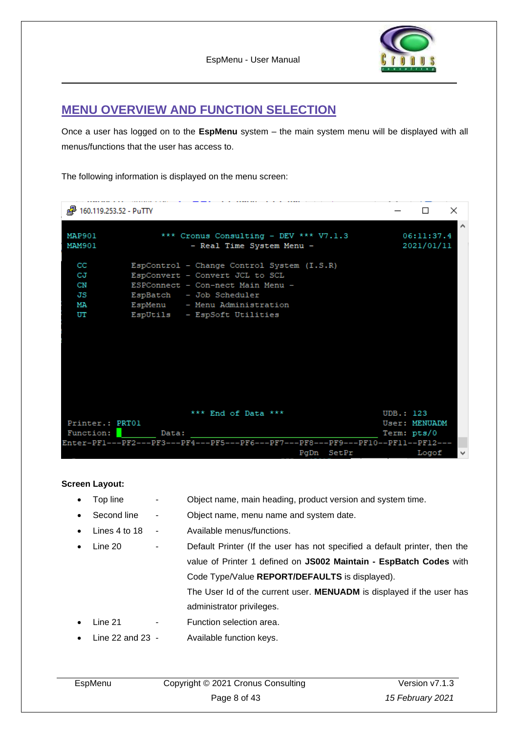## MENU OVERVIEW AND FUNCTION SELECTION

Once a user has logged on to the **EspMenu** system – the main system menu will be displayed with all menus/functions that the user has access to.

The following information is displayed on the menu screen:

```
160.119.253.52 - PuTTY

MAP901          *** Cronus Consulting - DEV *** V7.1.3            06:11:37.4
MAM901              - Real Time System Menu -                     2021/01/11

  CC        EspControl - Change Control System (I.S.R)
  CJ        EspConvert - Convert JCL to SCL
  CN        ESPConnect - Con-nect Main Menu -
  JS        EspBatch   - Job Scheduler
  MA        EspMenu    - Menu Administration
  UT        EspUtils   - EspSoft Utilities




                    *** End of Data ***                        UDB.: 123
Printer.: PRT01                                                User: MENUADM
Function: _       Data: ______________________________         Term: pts/0
Enter-PF1---PF2---PF3---PF4---PF5---PF6---PF7---PF8---PF9---PF10--PF11--PF12---
                                              PgDn  SetPr               Logof
```

**Screen Layout:**

- Top line - Object name, main heading, product version and system time.
- Second line - Object name, menu name and system date.
- Lines 4 to 18 - Available menus/functions.
- Line 20 - Default Printer (If the user has not specified a default printer, then the value of Printer 1 defined on **JS002 Maintain - EspBatch Codes** with Code Type/Value **REPORT/DEFAULTS** is displayed).
  The User Id of the current user. **MENUADM** is displayed if the user has administrator privileges.
- Line 21 - Function selection area.
- Line 22 and 23 - Available function keys.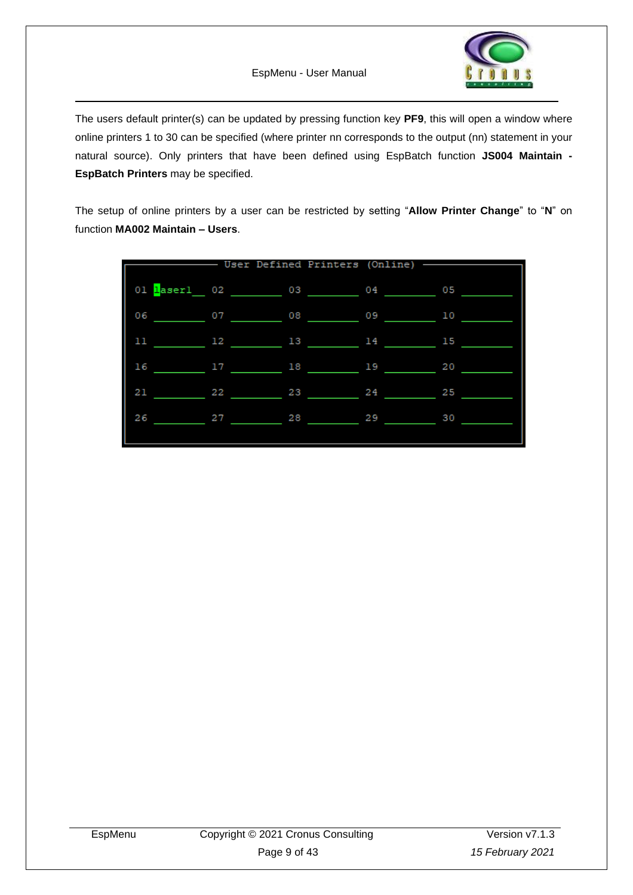The users default printer(s) can be updated by pressing function key **PF9**, this will open a window where online printers 1 to 30 can be specified (where printer nn corresponds to the output (nn) statement in your natural source). Only printers that have been defined using EspBatch function **JS004 Maintain - EspBatch Printers** may be specified.

The setup of online printers by a user can be restricted by setting “**Allow Printer Change**” to “**N**” on function **MA002 Maintain – Users**.

```
----------------- User Defined Printers (Online) -----------------

01 laser1__  02 ________  03 ________  04 ________  05 ________

06 ________  07 ________  08 ________  09 ________  10 ________

11 ________  12 ________  13 ________  14 ________  15 ________

16 ________  17 ________  18 ________  19 ________  20 ________

21 ________  22 ________  23 ________  24 ________  25 ________

26 ________  27 ________  28 ________  29 ________  30 ________
```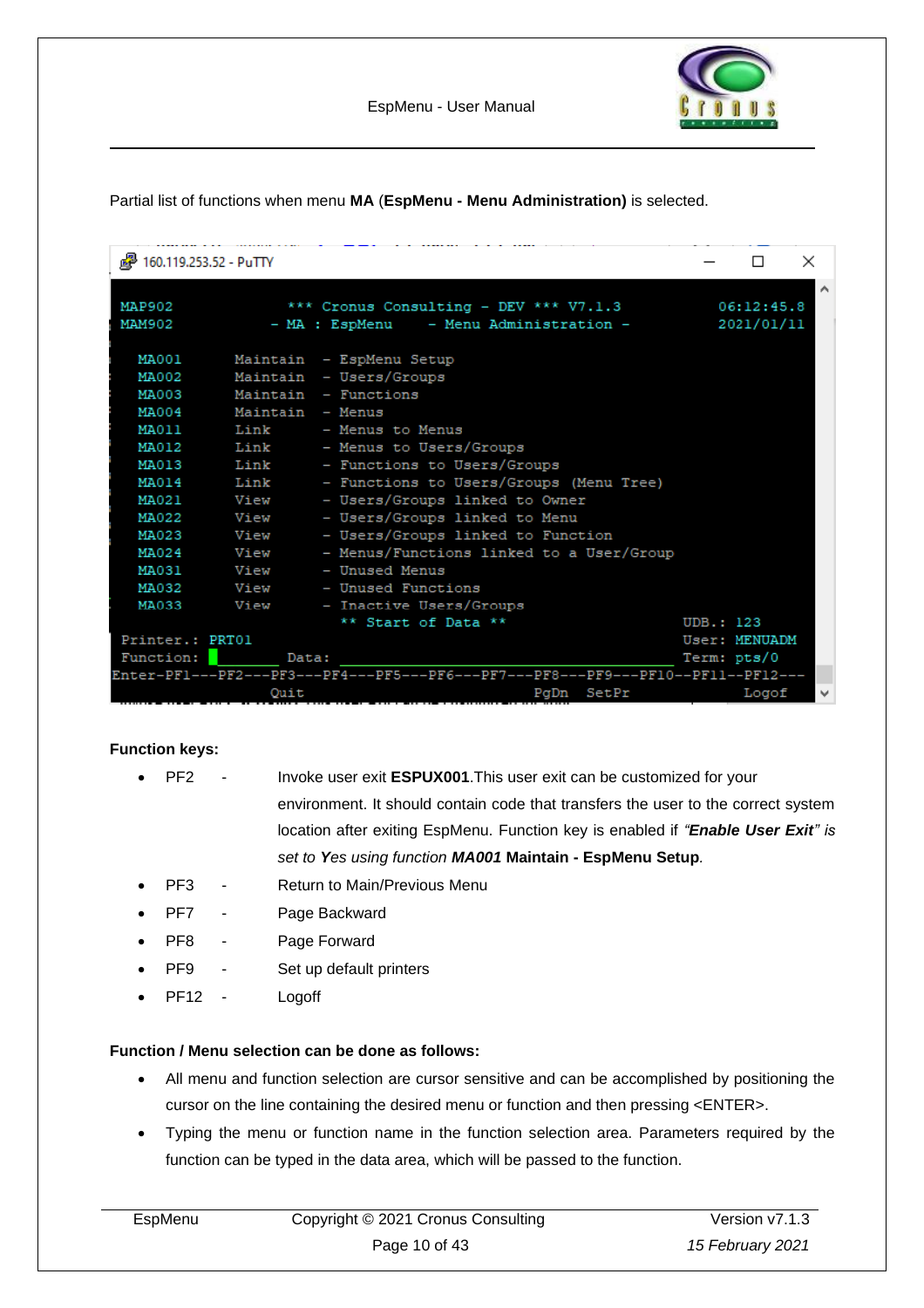Partial list of functions when menu **MA** (**EspMenu - Menu Administration)** is selected.

```
160.119.253.52 - PuTTY

MAP902            *** Cronus Consulting - DEV *** V7.1.3          06:12:45.8
MAM902          - MA : EspMenu     - Menu Administration -        2021/01/11

  MA001      Maintain  - EspMenu Setup
  MA002      Maintain  - Users/Groups
  MA003      Maintain  - Functions
  MA004      Maintain  - Menus
  MA011      Link      - Menus to Menus
  MA012      Link      - Menus to Users/Groups
  MA013      Link      - Functions to Users/Groups
  MA014      Link      - Functions to Users/Groups (Menu Tree)
  MA021      View      - Users/Groups linked to Owner
  MA022      View      - Users/Groups linked to Menu
  MA023      View      - Users/Groups linked to Function
  MA024      View      - Menus/Functions linked to a User/Group
  MA031      View      - Unused Menus
  MA032      View      - Unused Functions
  MA033      View      - Inactive Users/Groups
                              ** Start of Data **                UDB.: 123
 Printer.: PRT01                                                 User: MENUADM
 Function:         Data:                                         Term: pts/0
Enter-PF1---PF2---PF3---PF4---PF5---PF6---PF7---PF8---PF9---PF10--PF11--PF12---
                  Quit                          PgDn  SetPr             Logof
```

**Function keys:**

- PF2 - Invoke user exit **ESPUX001**.This user exit can be customized for your environment. It should contain code that transfers the user to the correct system location after exiting EspMenu. Function key is enabled if *"**Enable User Exit**" is set to **Yes** using function **MA001*** **Maintain - EspMenu Setup**.
- PF3 - Return to Main/Previous Menu
- PF7 - Page Backward
- PF8 - Page Forward
- PF9 - Set up default printers
- PF12 - Logoff

**Function / Menu selection can be done as follows:**

- All menu and function selection are cursor sensitive and can be accomplished by positioning the cursor on the line containing the desired menu or function and then pressing <ENTER>.
- Typing the menu or function name in the function selection area. Parameters required by the function can be typed in the data area, which will be passed to the function.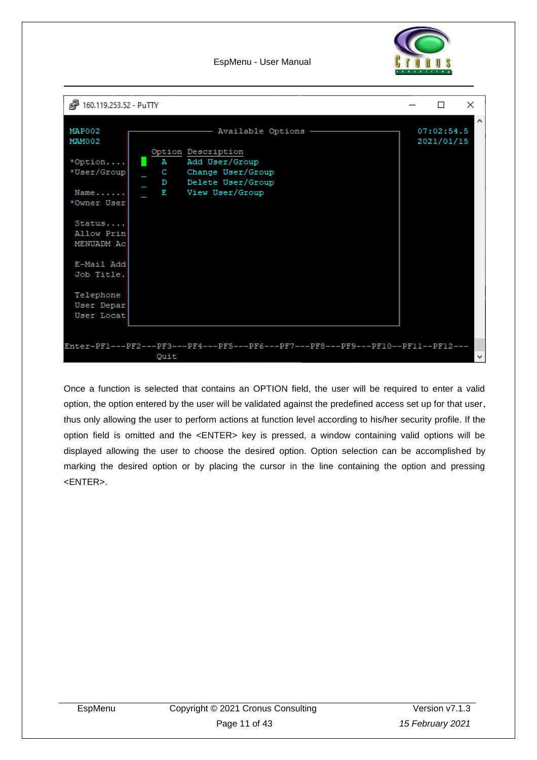```
160.119.253.52 - PuTTY

MAP002                         Available Options                        07:02:54.5
MAM002                                                                  2021/01/15
                  Option Description
*Option....  █      A      Add User/Group
*User/Group  _      C      Change User/Group
             _      D      Delete User/Group
 Name......  _      E      View User/Group
*Owner User

 Status....
 Allow Prin
 MENUADM Ac

 E-Mail Add
 Job Title.

 Telephone
 User Depar
 User Locat

Enter-PF1---PF2---PF3---PF4---PF5---PF6---PF7---PF8---PF9---PF10--PF11--PF12---
                  Quit
```

Once a function is selected that contains an OPTION field, the user will be required to enter a valid option, the option entered by the user will be validated against the predefined access set up for that user, thus only allowing the user to perform actions at function level according to his/her security profile. If the option field is omitted and the <ENTER> key is pressed, a window containing valid options will be displayed allowing the user to choose the desired option. Option selection can be accomplished by marking the desired option or by placing the cursor in the line containing the option and pressing <ENTER>.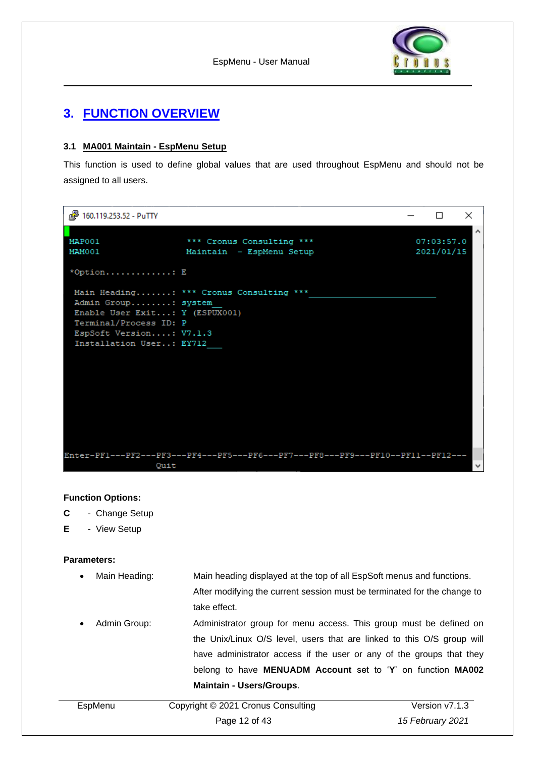## 3. FUNCTION OVERVIEW

### 3.1 MA001 Maintain - EspMenu Setup

This function is used to define global values that are used throughout EspMenu and should not be assigned to all users.

```
160.119.253.52 - PuTTY

MAP001                  *** Cronus Consulting ***                   07:03:57.0
MAM001                  Maintain  - EspMenu Setup                   2021/01/15

*Option.............: E

 Main Heading.......: *** Cronus Consulting ***_________________________
 Admin Group........: system__
 Enable User Exit...: Y (ESPUX001)
 Terminal/Process ID: P
 EspSoft Version....: V7.1.3
 Installation User..: EY712___

Enter-PF1---PF2---PF3---PF4---PF5---PF6---PF7---PF8---PF9---PF10--PF11--PF12---
                  Quit
```

**Function Options:**

**C** - Change Setup

**E** - View Setup

**Parameters:**

- Main Heading: Main heading displayed at the top of all EspSoft menus and functions. After modifying the current session must be terminated for the change to take effect.
- Admin Group: Administrator group for menu access. This group must be defined on the Unix/Linux O/S level, users that are linked to this O/S group will have administrator access if the user or any of the groups that they belong to have **MENUADM Account** set to '**Y**' on function **MA002 Maintain - Users/Groups**.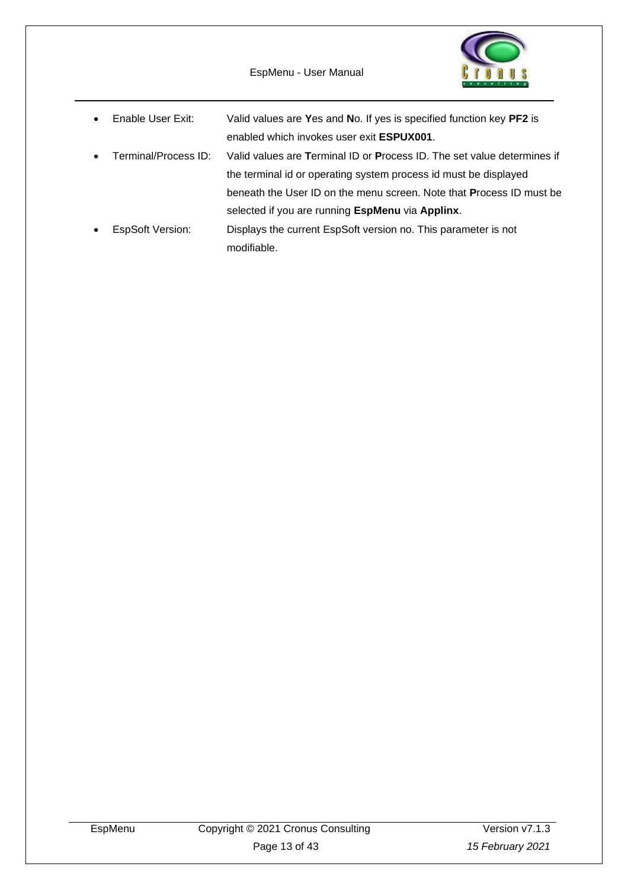- Enable User Exit: Valid values are **Y**es and **N**o. If yes is specified function key **PF2** is enabled which invokes user exit **ESPUX001**.
- Terminal/Process ID: Valid values are **T**erminal ID or **P**rocess ID. The set value determines if the terminal id or operating system process id must be displayed beneath the User ID on the menu screen. Note that **P**rocess ID must be selected if you are running **EspMenu** via **Applinx**.
- EspSoft Version: Displays the current EspSoft version no. This parameter is not modifiable.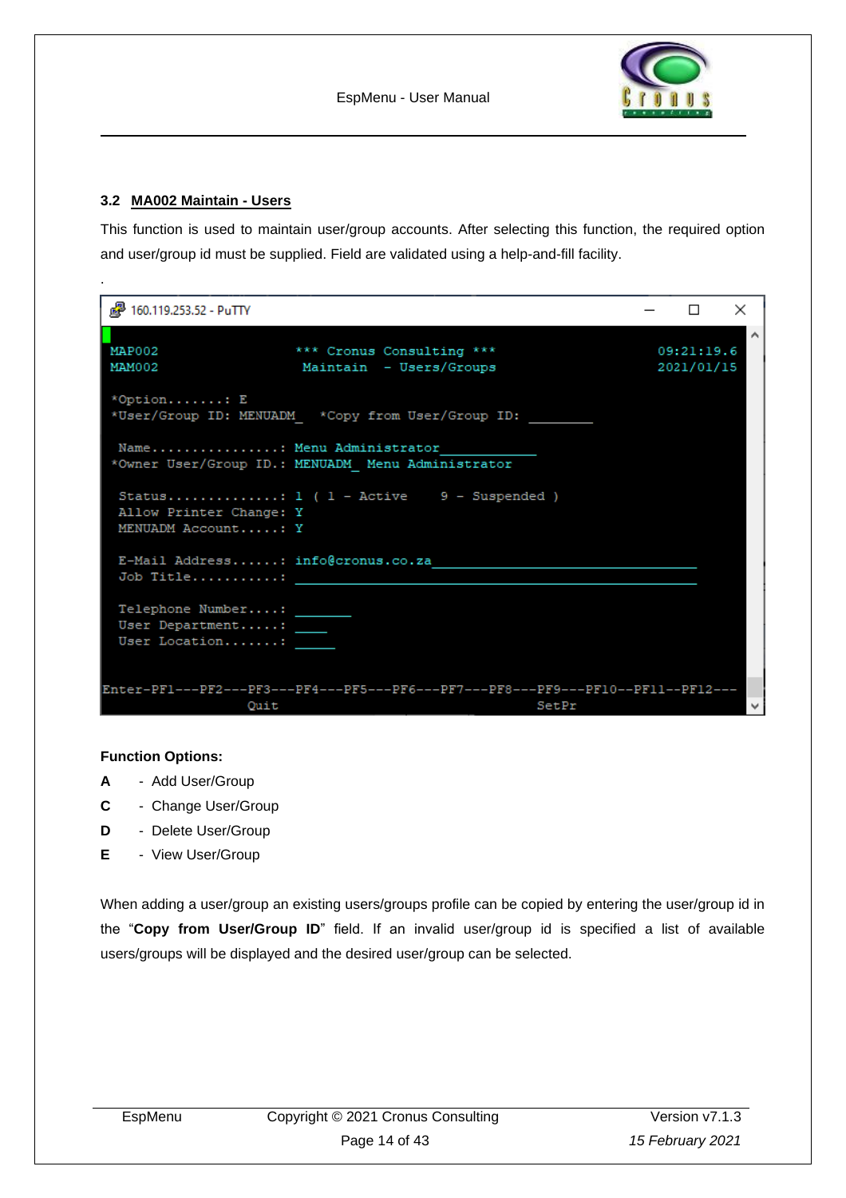### 3.2 MA002 Maintain - Users

This function is used to maintain user/group accounts. After selecting this function, the required option and user/group id must be supplied. Field are validated using a help-and-fill facility.

.

```
160.119.253.52 - PuTTY

MAP002                 *** Cronus Consulting ***                    09:21:19.6
MAM002                  Maintain  - Users/Groups                    2021/01/15

*Option.......: E
*User/Group ID: MENUADM_  *Copy from User/Group ID: ________

 Name................: Menu Administrator____________
*Owner User/Group ID.: MENUADM_ Menu Administrator

 Status..............: 1 ( 1 - Active    9 - Suspended )
 Allow Printer Change: Y
 MENUADM Account.....: Y

 E-Mail Address......: info@cronus.co.za_________________________________
 Job Title...........: __________________________________________________

 Telephone Number....: _______
 User Department.....: ____
 User Location.......: _____


Enter-PF1---PF2---PF3---PF4---PF5---PF6---PF7---PF8---PF9---PF10--PF11--PF12---
                  Quit                                SetPr
```

**Function Options:**

**A** - Add User/Group

**C** - Change User/Group

**D** - Delete User/Group

**E** - View User/Group

When adding a user/group an existing users/groups profile can be copied by entering the user/group id in the "**Copy from User/Group ID**" field. If an invalid user/group id is specified a list of available users/groups will be displayed and the desired user/group can be selected.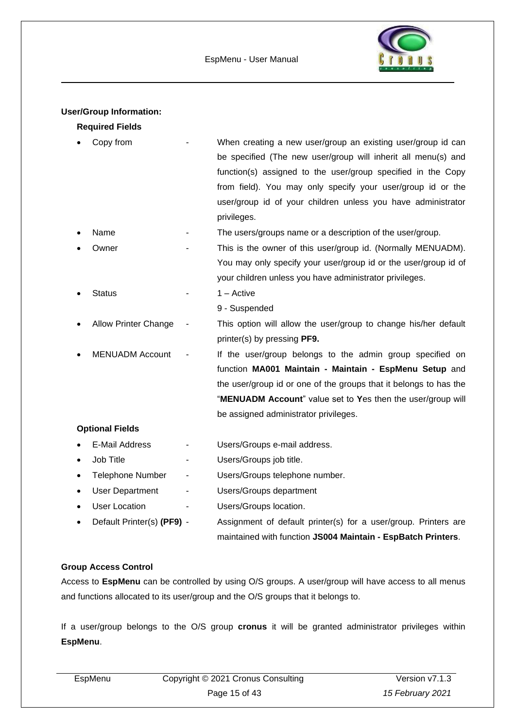**User/Group Information:**

**Required Fields**

- Copy from - When creating a new user/group an existing user/group id can be specified (The new user/group will inherit all menu(s) and function(s) assigned to the user/group specified in the Copy from field). You may only specify your user/group id or the user/group id of your children unless you have administrator privileges.
- Name - The users/groups name or a description of the user/group.
- Owner - This is the owner of this user/group id. (Normally MENUADM). You may only specify your user/group id or the user/group id of your children unless you have administrator privileges.
- Status - 1 – Active
  9 - Suspended
- Allow Printer Change - This option will allow the user/group to change his/her default printer(s) by pressing **PF9.**
- MENUADM Account - If the user/group belongs to the admin group specified on function **MA001 Maintain - Maintain - EspMenu Setup** and the user/group id or one of the groups that it belongs to has the "**MENUADM Account**" value set to **Y**es then the user/group will be assigned administrator privileges.

**Optional Fields**

- E-Mail Address - Users/Groups e-mail address.
- Job Title - Users/Groups job title.
- Telephone Number - Users/Groups telephone number.
- User Department - Users/Groups department
- User Location - Users/Groups location.
- Default Printer(s) **(PF9)** - Assignment of default printer(s) for a user/group. Printers are maintained with function **JS004 Maintain - EspBatch Printers**.

**Group Access Control**

Access to **EspMenu** can be controlled by using O/S groups. A user/group will have access to all menus and functions allocated to its user/group and the O/S groups that it belongs to.

If a user/group belongs to the O/S group **cronus** it will be granted administrator privileges within **EspMenu**.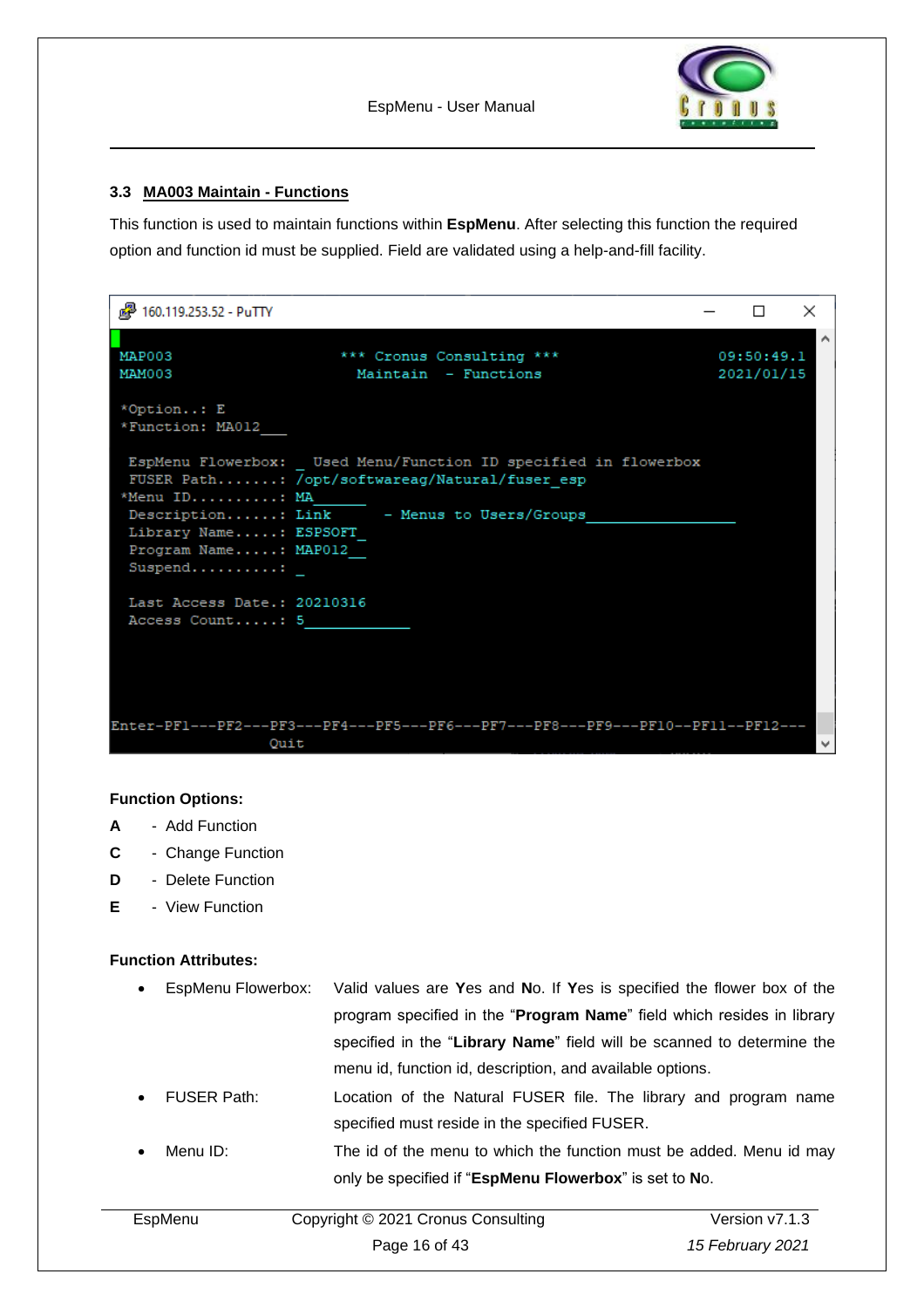### 3.3 MA003 Maintain - Functions

This function is used to maintain functions within **EspMenu**. After selecting this function the required option and function id must be supplied. Field are validated using a help-and-fill facility.

```
160.119.253.52 - PuTTY

MAP003                  *** Cronus Consulting ***              09:50:49.1
MAM003                    Maintain  - Functions                2021/01/15

*Option..: E
*Function: MA012___

 EspMenu Flowerbox:  _ Used Menu/Function ID specified in flowerbox
 FUSER Path.......: /opt/softwareag/Natural/fuser_esp
*Menu ID..........: MA______
 Description......: Link      - Menus to Users/Groups_________________
 Library Name.....: ESPSOFT_
 Program Name.....: MAP012__
 Suspend..........: _

 Last Access Date.: 20210316
 Access Count.....: 5____________


Enter-PF1---PF2---PF3---PF4---PF5---PF6---PF7---PF8---PF9---PF10--PF11--PF12---
                  Quit
```

**Function Options:**

- **A** - Add Function
- **C** - Change Function
- **D** - Delete Function
- **E** - View Function

**Function Attributes:**

- EspMenu Flowerbox: Valid values are **Y**es and **N**o. If **Y**es is specified the flower box of the program specified in the "**Program Name**" field which resides in library specified in the "**Library Name**" field will be scanned to determine the menu id, function id, description, and available options.
- FUSER Path: Location of the Natural FUSER file. The library and program name specified must reside in the specified FUSER.
- Menu ID: The id of the menu to which the function must be added. Menu id may only be specified if "**EspMenu Flowerbox**" is set to **N**o.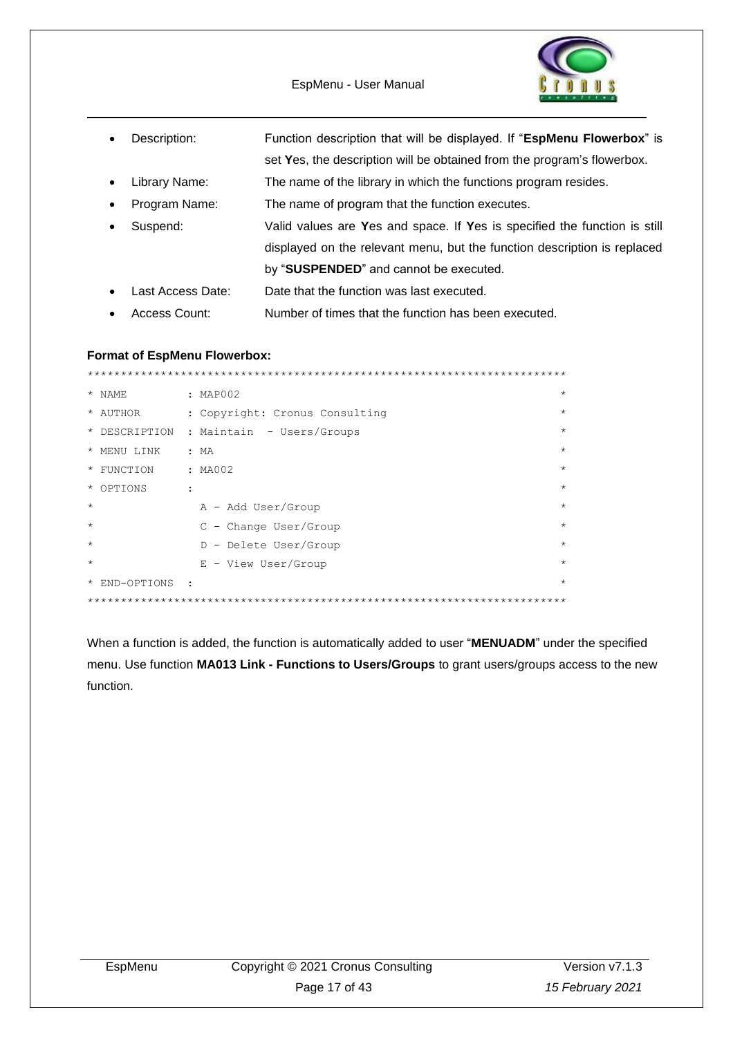- Description: Function description that will be displayed. If "**EspMenu Flowerbox**" is set **Y**es, the description will be obtained from the program's flowerbox.
- Library Name: The name of the library in which the functions program resides.
- Program Name: The name of program that the function executes.
- Suspend: Valid values are **Y**es and space. If **Y**es is specified the function is still displayed on the relevant menu, but the function description is replaced by "**SUSPENDED**" and cannot be executed.
- Last Access Date: Date that the function was last executed.
- Access Count: Number of times that the function has been executed.

**Format of EspMenu Flowerbox:**

```
*************************************************************************
* NAME         : MAP002                                                 *
* AUTHOR       : Copyright: Cronus Consulting                           *
* DESCRIPTION  : Maintain  - Users/Groups                               *
* MENU LINK    : MA                                                     *
* FUNCTION     : MA002                                                  *
* OPTIONS      :                                                        *
*                A - Add User/Group                                     *
*                C - Change User/Group                                  *
*                D - Delete User/Group                                  *
*                E - View User/Group                                    *
* END-OPTIONS  :                                                        *
*************************************************************************
```

When a function is added, the function is automatically added to user "**MENUADM**" under the specified menu. Use function **MA013 Link - Functions to Users/Groups** to grant users/groups access to the new function.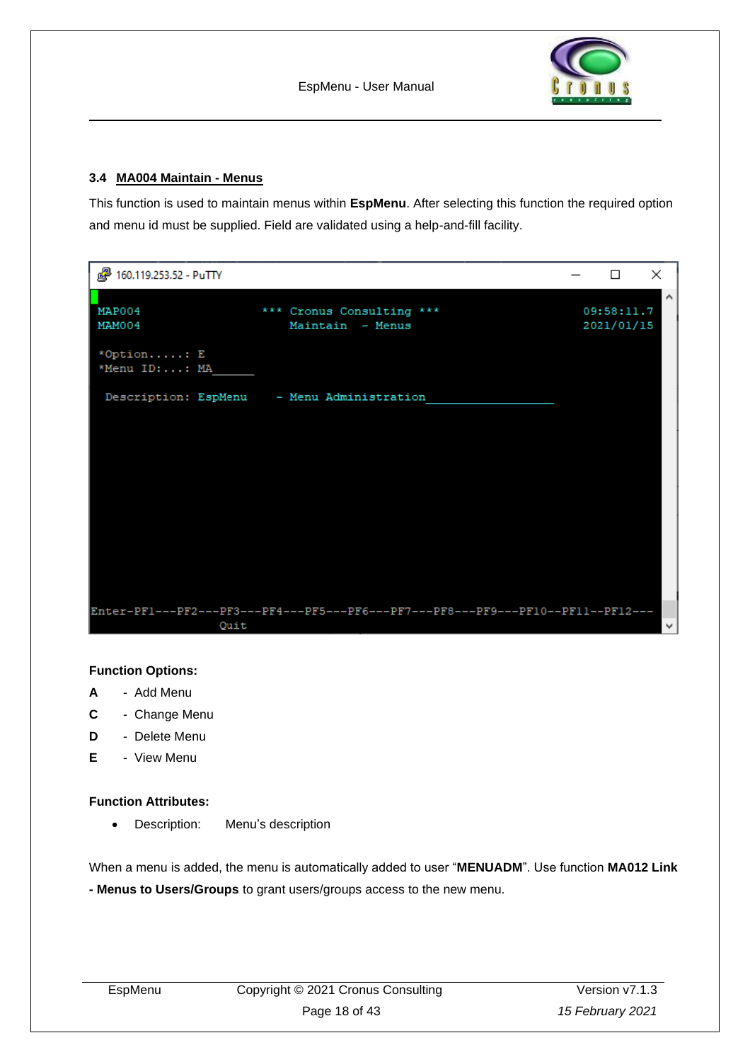### 3.4 MA004 Maintain - Menus

This function is used to maintain menus within **EspMenu**. After selecting this function the required option and menu id must be supplied. Field are validated using a help-and-fill facility.

```
MAP004                  *** Cronus Consulting ***                    09:58:11.7
MAM004                      Maintain  - Menus                        2021/01/15

*Option.....: E
*Menu ID:...: MA______

 Description: EspMenu    - Menu Administration__________________

Enter-PF1---PF2---PF3---PF4---PF5---PF6---PF7---PF8---PF9---PF10--PF11--PF12---
                  Quit
```

**Function Options:**

**A** - Add Menu

**C** - Change Menu

**D** - Delete Menu

**E** - View Menu

**Function Attributes:**

- Description: Menu's description

When a menu is added, the menu is automatically added to user "**MENUADM**". Use function **MA012 Link - Menus to Users/Groups** to grant users/groups access to the new menu.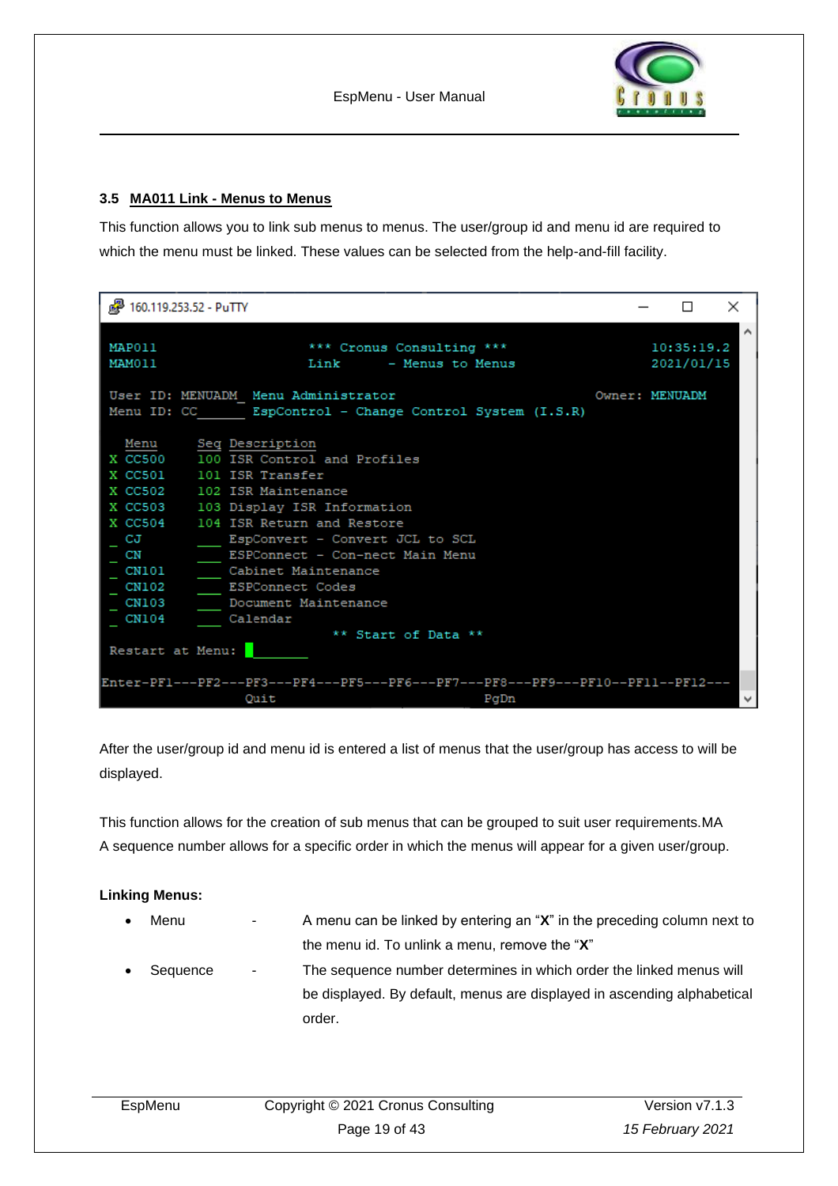### 3.5 MA011 Link - Menus to Menus

This function allows you to link sub menus to menus. The user/group id and menu id are required to which the menu must be linked. These values can be selected from the help-and-fill facility.

```
MAP011                   *** Cronus Consulting ***                  10:35:19.2
MAM011                   Link       - Menus to Menus                2021/01/15

User ID: MENUADM_ Menu Administrator                           Owner: MENUADM
Menu ID: CC______ EspControl - Change Control System (I.S.R)

  Menu      Seq Description
X CC500     100 ISR Control and Profiles
X CC501     101 ISR Transfer
X CC502     102 ISR Maintenance
X CC503     103 Display ISR Information
X CC504     104 ISR Return and Restore
_ CJ        ___ EspConvert - Convert JCL to SCL
_ CN        ___ ESPConnect - Con-nect Main Menu
_ CN101     ___ Cabinet Maintenance
_ CN102     ___ ESPConnect Codes
_ CN103     ___ Document Maintenance
_ CN104     ___ Calendar
                              ** Start of Data **
Restart at Menu: ________

Enter-PF1---PF2---PF3---PF4---PF5---PF6---PF7---PF8---PF9---PF10--PF11--PF12---
                  Quit                          PgDn
```

After the user/group id and menu id is entered a list of menus that the user/group has access to will be displayed.

This function allows for the creation of sub menus that can be grouped to suit user requirements.MA
A sequence number allows for a specific order in which the menus will appear for a given user/group.

**Linking Menus:**

- Menu - A menu can be linked by entering an "**X**" in the preceding column next to the menu id. To unlink a menu, remove the "**X**"
- Sequence - The sequence number determines in which order the linked menus will be displayed. By default, menus are displayed in ascending alphabetical order.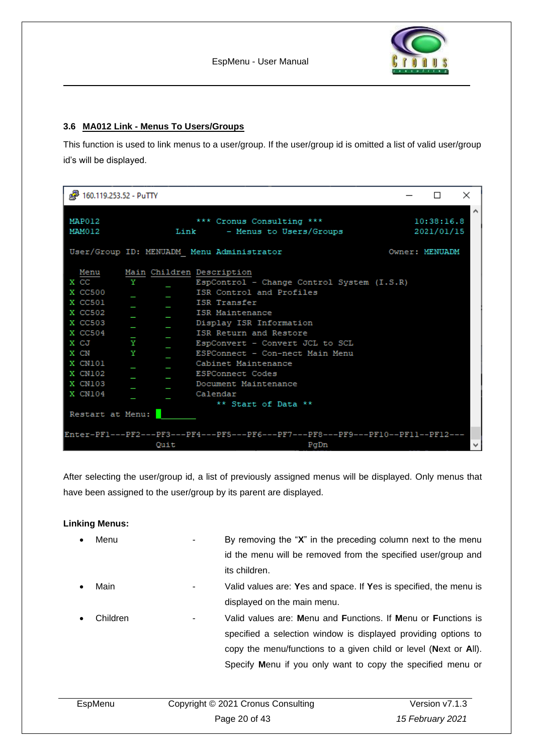### 3.6 MA012 Link - Menus To Users/Groups

This function is used to link menus to a user/group. If the user/group id is omitted a list of valid user/group id's will be displayed.

```
160.119.253.52 - PuTTY

MAP012                  *** Cronus Consulting ***                   10:38:16.8
MAM012               Link      - Menus to Users/Groups              2021/01/15

User/Group ID: MENUADM_ Menu Administrator                    Owner: MENUADM

  Menu     Main Children Description
X CC        Y      _     EspControl - Change Control System (I.S.R)
X CC500     _      _     ISR Control and Profiles
X CC501     _      _     ISR Transfer
X CC502     _      _     ISR Maintenance
X CC503     _      _     Display ISR Information
X CC504     _      _     ISR Return and Restore
X CJ        Y      _     EspConvert - Convert JCL to SCL
X CN        Y      _     ESPConnect - Con-nect Main Menu
X CN101     _      _     Cabinet Maintenance
X CN102     _      _     ESPConnect Codes
X CN103     _      _     Document Maintenance
X CN104     _      _     Calendar
                             ** Start of Data **
Restart at Menu: ________

Enter-PF1---PF2---PF3---PF4---PF5---PF6---PF7---PF8---PF9---PF10--PF11--PF12---
                  Quit                          PgDn
```

After selecting the user/group id, a list of previously assigned menus will be displayed. Only menus that have been assigned to the user/group by its parent are displayed.

**Linking Menus:**

- Menu - By removing the "**X**" in the preceding column next to the menu id the menu will be removed from the specified user/group and its children.
- Main - Valid values are: **Y**es and space. If **Y**es is specified, the menu is displayed on the main menu.
- Children - Valid values are: **M**enu and **F**unctions. If **M**enu or **F**unctions is specified a selection window is displayed providing options to copy the menu/functions to a given child or level (**N**ext or **A**ll). Specify **M**enu if you only want to copy the specified menu or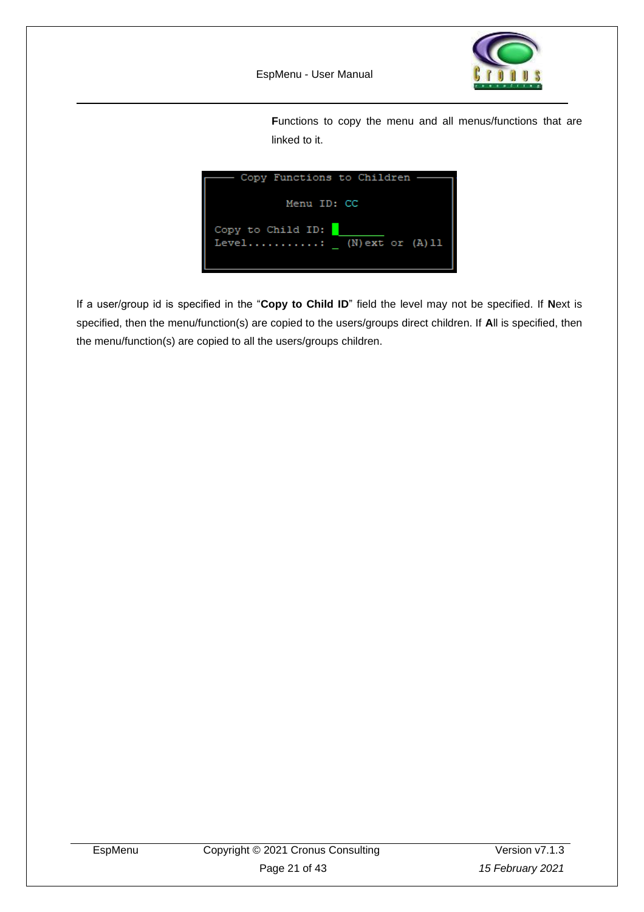**F**unctions to copy the menu and all menus/functions that are linked to it.

```
─── Copy Functions to Children ───

         Menu ID: CC

Copy to Child ID: ________
Level...........: _  (N)ext or (A)ll
```

If a user/group id is specified in the "**Copy to Child ID**" field the level may not be specified. If **N**ext is specified, then the menu/function(s) are copied to the users/groups direct children. If **A**ll is specified, then the menu/function(s) are copied to all the users/groups children.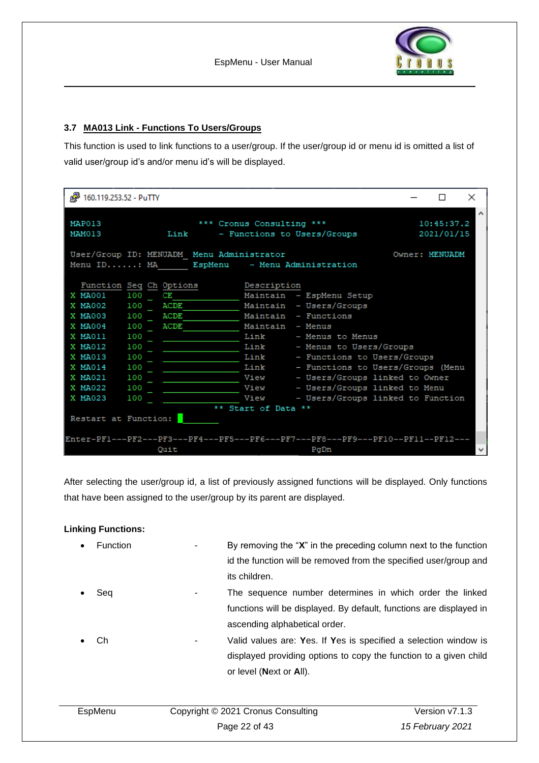### 3.7 MA013 Link - Functions To Users/Groups

This function is used to link functions to a user/group. If the user/group id or menu id is omitted a list of valid user/group id's and/or menu id's will be displayed.

```
MAP013                    *** Cronus Consulting ***                 10:45:37.2
MAM013             Link      - Functions to Users/Groups            2021/01/15

User/Group ID: MENUADM_ Menu Administrator                       Owner: MENUADM
Menu ID......: MA______ EspMenu     - Menu Administration

  Function Seq Ch Options          Description
X MA001    100 _  CE______________ Maintain  - EspMenu Setup
X MA002    100 _  ACDE____________ Maintain  - Users/Groups
X MA003    100 _  ACDE____________ Maintain  - Functions
X MA004    100 _  ACDE____________ Maintain  - Menus
X MA011    100 _  ________________ Link      - Menus to Menus
X MA012    100 _  ________________ Link      - Menus to Users/Groups
X MA013    100 _  ________________ Link      - Functions to Users/Groups
X MA014    100 _  ________________ Link      - Functions to Users/Groups (Menu
X MA021    100 _  ________________ View      - Users/Groups linked to Owner
X MA022    100 _  ________________ View      - Users/Groups linked to Menu
X MA023    100 _  ________________ View      - Users/Groups linked to Function
                              ** Start of Data **
Restart at Function: ________

Enter-PF1---PF2---PF3---PF4---PF5---PF6---PF7---PF8---PF9---PF10--PF11--PF12---
                  Quit                          PgDn
```

After selecting the user/group id, a list of previously assigned functions will be displayed. Only functions that have been assigned to the user/group by its parent are displayed.

**Linking Functions:**

- Function - By removing the "**X**" in the preceding column next to the function id the function will be removed from the specified user/group and its children.
- Seq - The sequence number determines in which order the linked functions will be displayed. By default, functions are displayed in ascending alphabetical order.
- Ch - Valid values are: **Y**es. If **Y**es is specified a selection window is displayed providing options to copy the function to a given child or level (**N**ext or **A**ll).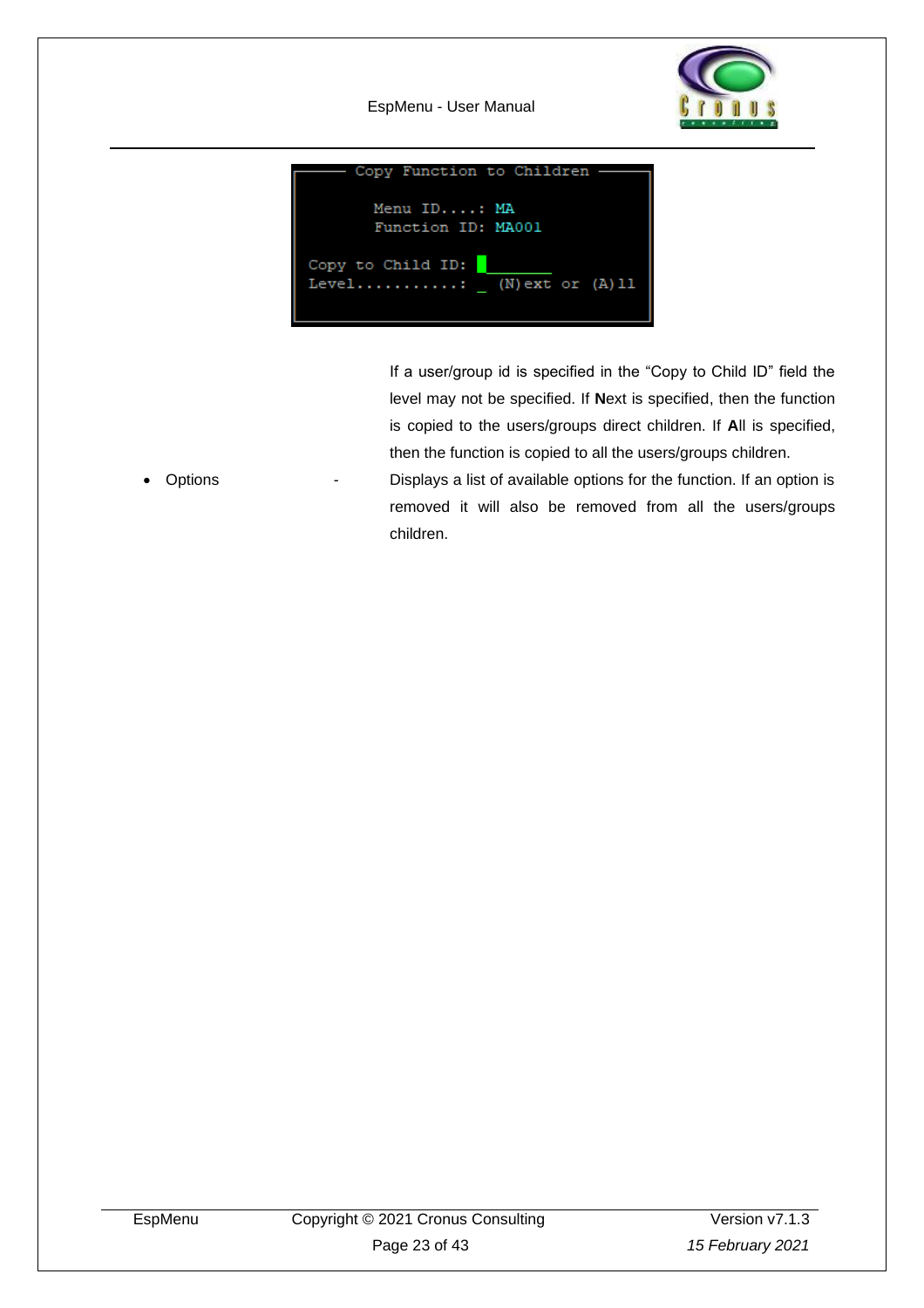```
Copy Function to Children

        Menu ID....: MA
        Function ID: MA001

Copy to Child ID: _______
Level..........: _  (N)ext or (A)ll
```

If a user/group id is specified in the “Copy to Child ID” field the level may not be specified. If **N**ext is specified, then the function is copied to the users/groups direct children. If **A**ll is specified, then the function is copied to all the users/groups children.

- Options - Displays a list of available options for the function. If an option is removed it will also be removed from all the users/groups children.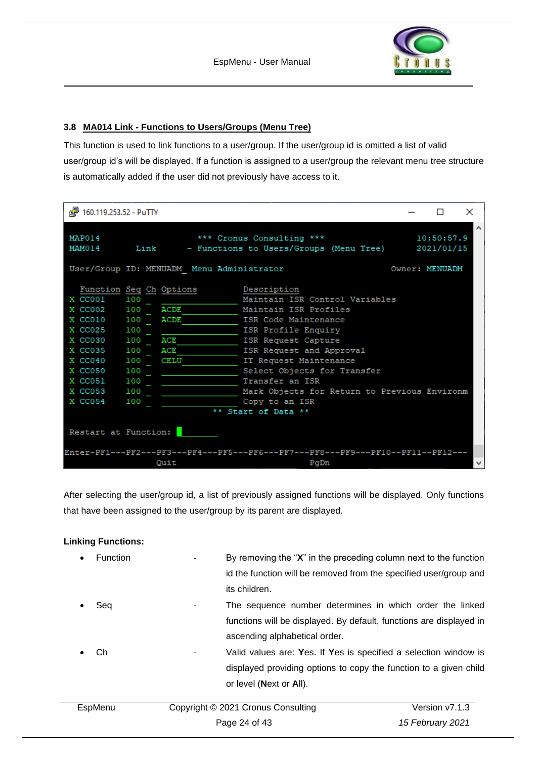### 3.8 MA014 Link - Functions to Users/Groups (Menu Tree)

This function is used to link functions to a user/group. If the user/group id is omitted a list of valid user/group id's will be displayed. If a function is assigned to a user/group the relevant menu tree structure is automatically added if the user did not previously have access to it.

```
160.119.253.52 - PuTTY

MAP014                   *** Cronus Consulting ***                 10:50:57.9
MAM014       Link      - Functions to Users/Groups (Menu Tree)     2021/01/15

User/Group ID: MENUADM_ Menu Administrator                    Owner: MENUADM

  Function Seq Ch Options          Description
X CC001    100 _  _______________  Maintain ISR Control Variables
X CC002    100 _  ACDE___________  Maintain ISR Profiles
X CC010    100 _  ACDE___________  ISR Code Maintenance
X CC025    100 _  _______________  ISR Profile Enquiry
X CC030    100 _  ACE____________  ISR Request Capture
X CC035    100 _  ACE____________  ISR Request and Approval
X CC040    100 _  CELU___________  IT Request Maintenance
X CC050    100 _  _______________  Select Objects for Transfer
X CC051    100 _  _______________  Transfer an ISR
X CC053    100 _  _______________  Mark Objects for Return to Previous Environm
X CC054    100 _  _______________  Copy to an ISR
                          ** Start of Data **

Restart at Function: ________

Enter-PF1---PF2---PF3---PF4---PF5---PF6---PF7---PF8---PF9---PF10--PF11--PF12---
                  Quit                          PgDn
```

After selecting the user/group id, a list of previously assigned functions will be displayed. Only functions that have been assigned to the user/group by its parent are displayed.

**Linking Functions:**

- Function - By removing the "**X**" in the preceding column next to the function id the function will be removed from the specified user/group and its children.
- Seq - The sequence number determines in which order the linked functions will be displayed. By default, functions are displayed in ascending alphabetical order.
- Ch - Valid values are: **Y**es. If **Y**es is specified a selection window is displayed providing options to copy the function to a given child or level (**N**ext or **A**ll).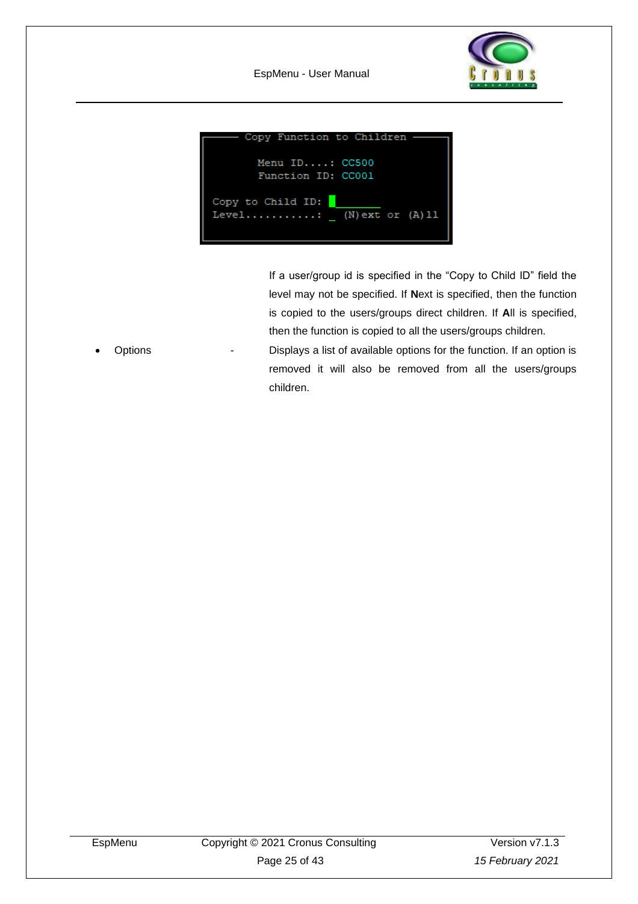```
──── Copy Function to Children ────

      Menu ID....: CC500
      Function ID: CC001

Copy to Child ID: ________
Level...........: _  (N)ext or (A)ll
```

If a user/group id is specified in the "Copy to Child ID" field the level may not be specified. If **N**ext is specified, then the function is copied to the users/groups direct children. If **A**ll is specified, then the function is copied to all the users/groups children.

- Options - Displays a list of available options for the function. If an option is removed it will also be removed from all the users/groups children.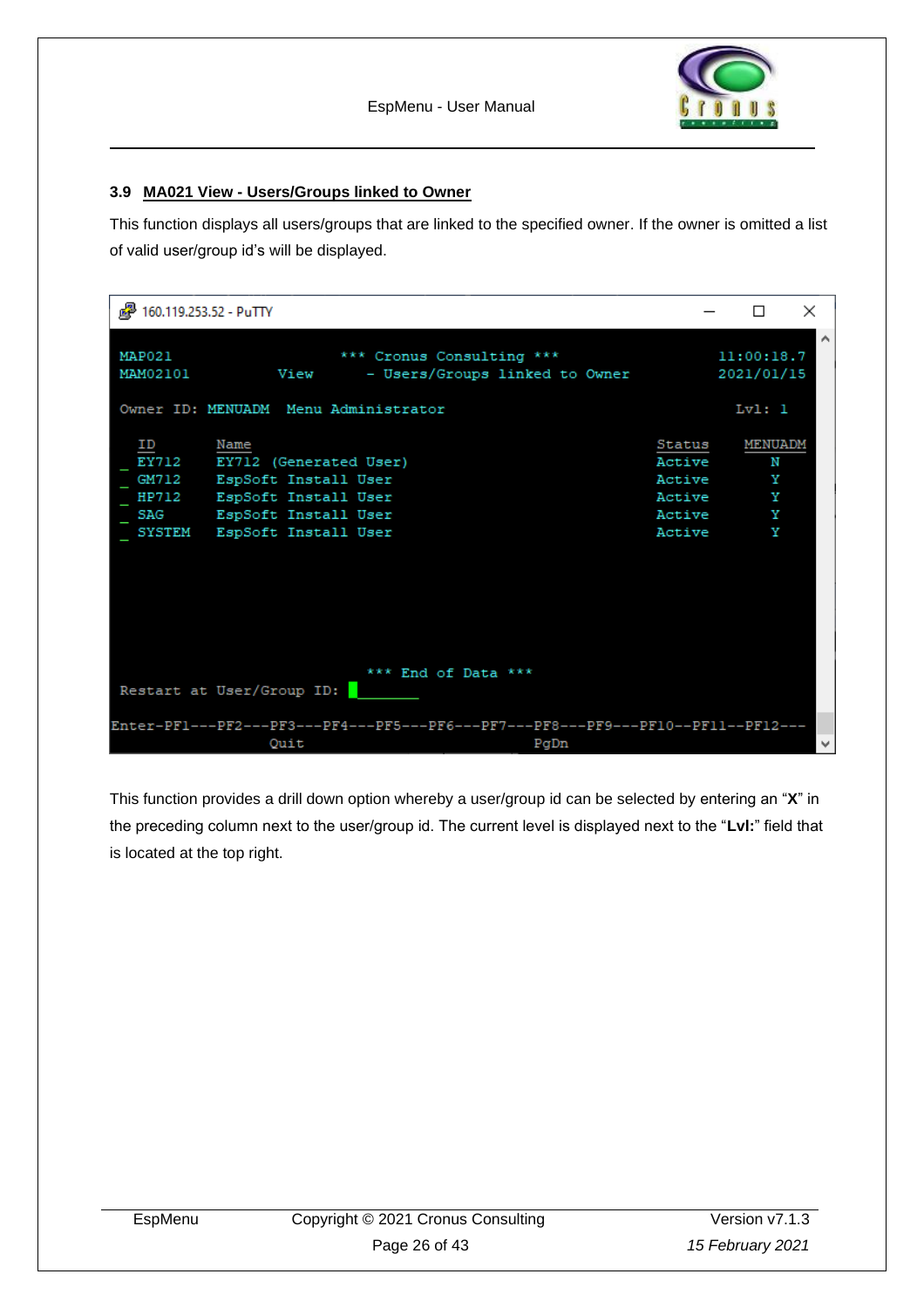### 3.9 MA021 View - Users/Groups linked to Owner

This function displays all users/groups that are linked to the specified owner. If the owner is omitted a list of valid user/group id's will be displayed.

```
160.119.253.52 - PuTTY

MAP021                  *** Cronus Consulting ***                   11:00:18.7
MAM02101          View      - Users/Groups linked to Owner          2021/01/15

Owner ID: MENUADM  Menu Administrator                                  Lvl: 1

  ID       Name                                            Status    MENUADM
_ EY712    EY712 (Generated User)                          Active       N
_ GM712    EspSoft Install User                            Active       Y
_ HP712    EspSoft Install User                            Active       Y
_ SAG      EspSoft Install User                            Active       Y
_ SYSTEM   EspSoft Install User                            Active       Y






                             *** End of Data ***
Restart at User/Group ID: ________

Enter-PF1---PF2---PF3---PF4---PF5---PF6---PF7---PF8---PF9---PF10--PF11--PF12---
                  Quit                          PgDn
```

This function provides a drill down option whereby a user/group id can be selected by entering an "**X**" in the preceding column next to the user/group id. The current level is displayed next to the "**Lvl:**" field that is located at the top right.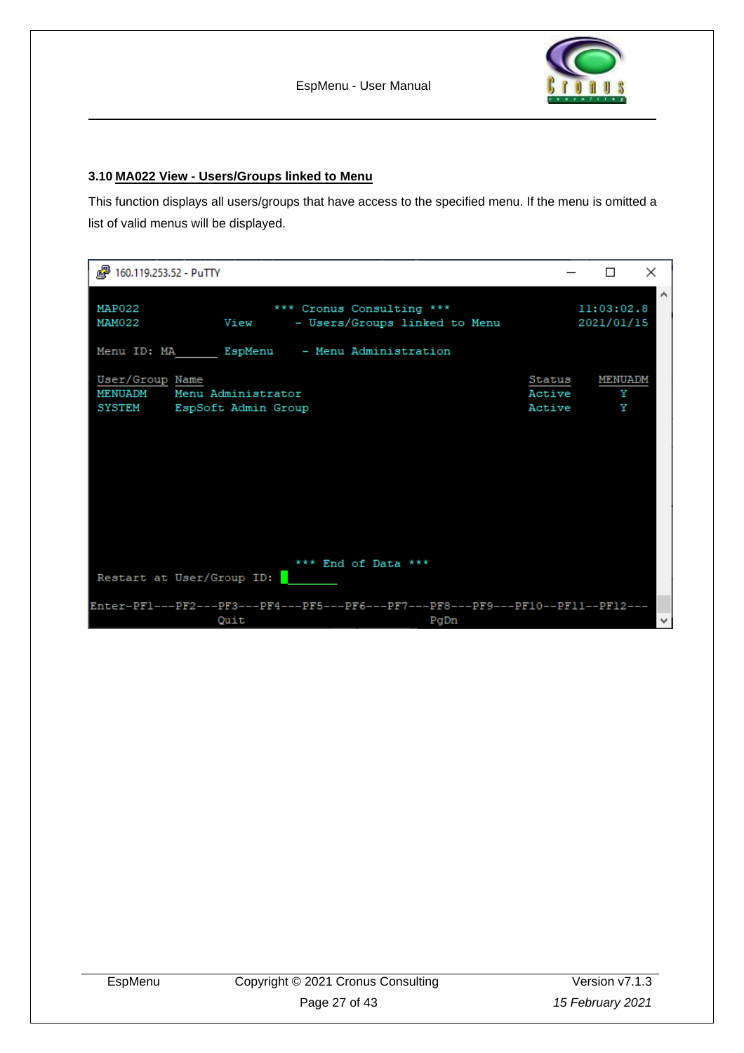### 3.10 MA022 View - Users/Groups linked to Menu

This function displays all users/groups that have access to the specified menu. If the menu is omitted a list of valid menus will be displayed.

```
160.119.253.52 - PuTTY

MAP022                  *** Cronus Consulting ***                 11:03:02.8
MAM022          View       - Users/Groups linked to Menu          2021/01/15

Menu ID: MA______ EspMenu    - Menu Administration

User/Group Name                                          Status    MENUADM
MENUADM    Menu Administrator                            Active       Y
SYSTEM     EspSoft Admin Group                           Active       Y









                         *** End of Data ***
Restart at User/Group ID: ________

Enter-PF1---PF2---PF3---PF4---PF5---PF6---PF7---PF8---PF9---PF10--PF11--PF12---
                  Quit                          PgDn
```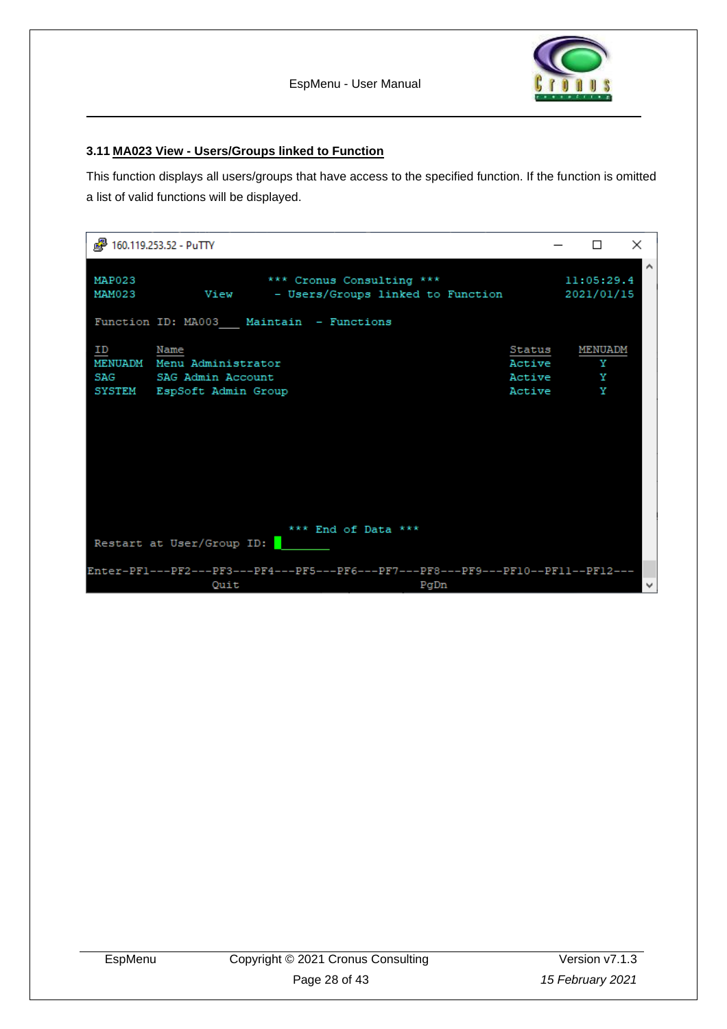## 3.11 MA023 View - Users/Groups linked to Function

This function displays all users/groups that have access to the specified function. If the function is omitted a list of valid functions will be displayed.

```
160.119.253.52 - PuTTY

MAP023                      *** Cronus Consulting ***                 11:05:29.4
MAM023          View         - Users/Groups linked to Function        2021/01/15

Function ID: MA003___ Maintain  - Functions

ID       Name                                                Status    MENUADM
MENUADM  Menu Administrator                                  Active       Y
SAG      SAG Admin Account                                   Active       Y
SYSTEM   EspSoft Admin Group                                 Active       Y







                             *** End of Data ***
Restart at User/Group ID: ________

Enter-PF1---PF2---PF3---PF4---PF5---PF6---PF7---PF8---PF9---PF10--PF11--PF12---
                  Quit                          PgDn
```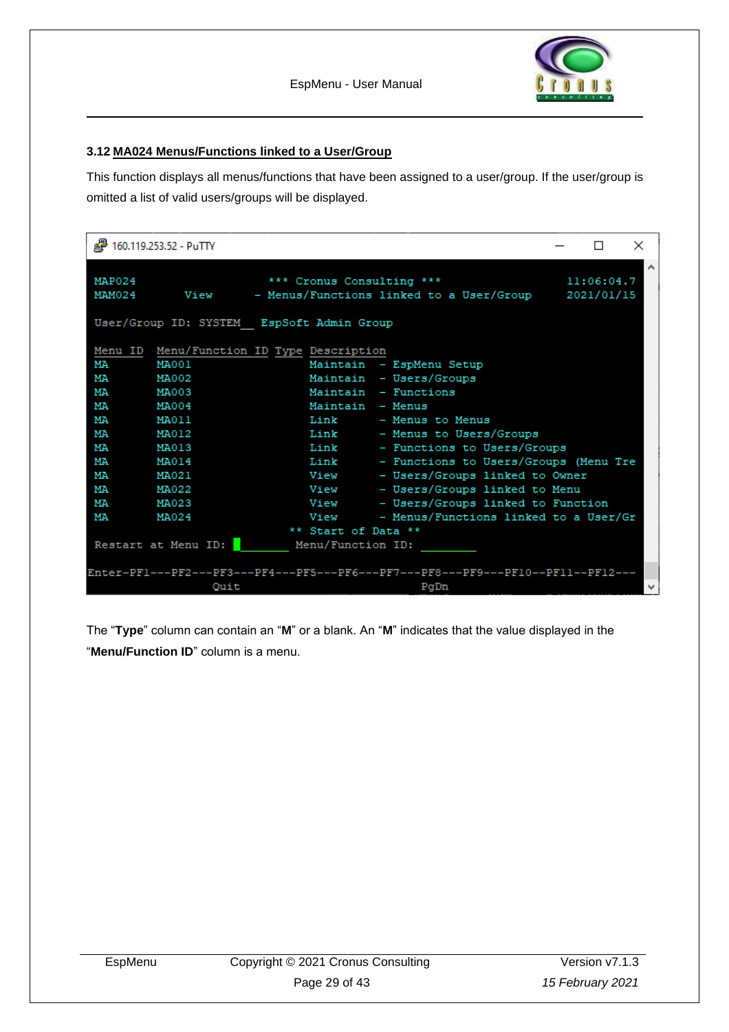### 3.12 MA024 Menus/Functions linked to a User/Group

This function displays all menus/functions that have been assigned to a user/group. If the user/group is omitted a list of valid users/groups will be displayed.

```
160.119.253.52 - PuTTY

MAP024                  *** Cronus Consulting ***                 11:06:04.7
MAM024       View      - Menus/Functions linked to a User/Group     2021/01/15

User/Group ID: SYSTEM__ EspSoft Admin Group

Menu ID  Menu/Function ID Type Description
MA       MA001                 Maintain  - EspMenu Setup
MA       MA002                 Maintain  - Users/Groups
MA       MA003                 Maintain  - Functions
MA       MA004                 Maintain  - Menus
MA       MA011                 Link      - Menus to Menus
MA       MA012                 Link      - Menus to Users/Groups
MA       MA013                 Link      - Functions to Users/Groups
MA       MA014                 Link      - Functions to Users/Groups (Menu Tre
MA       MA021                 View      - Users/Groups linked to Owner
MA       MA022                 View      - Users/Groups linked to Menu
MA       MA023                 View      - Users/Groups linked to Function
MA       MA024                 View      - Menus/Functions linked to a User/Gr
                            ** Start of Data **
Restart at Menu ID: ________  Menu/Function ID: ________

Enter-PF1---PF2---PF3---PF4---PF5---PF6---PF7---PF8---PF9---PF10--PF11--PF12---
                  Quit                        PgDn
```

The "**Type**" column can contain an "**M**" or a blank. An "**M**" indicates that the value displayed in the "**Menu/Function ID**" column is a menu.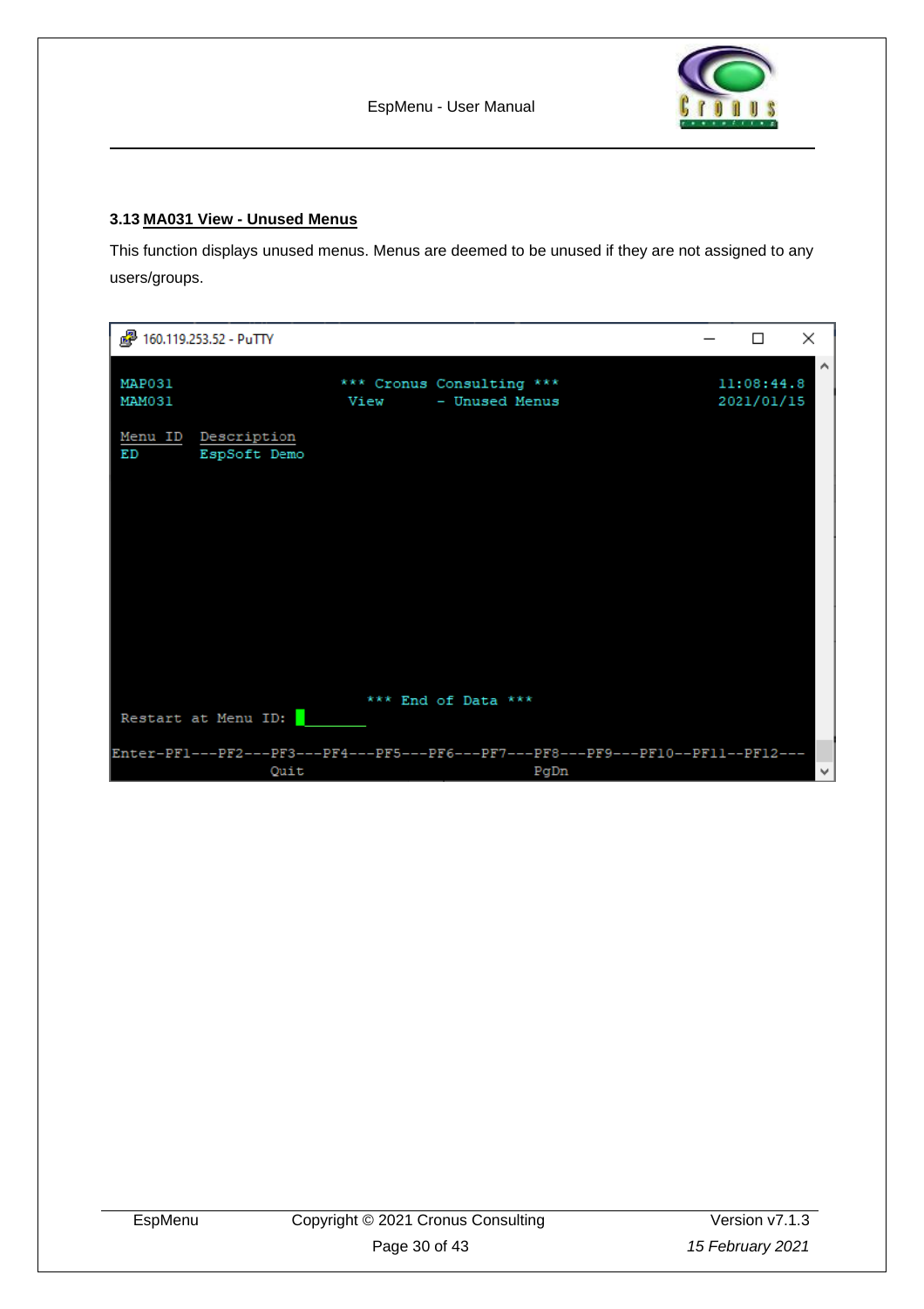### 3.13 MA031 View - Unused Menus

This function displays unused menus. Menus are deemed to be unused if they are not assigned to any users/groups.

```
160.119.253.52 - PuTTY

MAP031                    *** Cronus Consulting ***                 11:08:44.8
MAM031                     View       - Unused Menus                2021/01/15

Menu ID   Description
ED        EspSoft Demo






                              *** End of Data ***
 Restart at Menu ID: ________

Enter-PF1---PF2---PF3---PF4---PF5---PF6---PF7---PF8---PF9---PF10--PF11--PF12---
                  Quit                          PgDn
```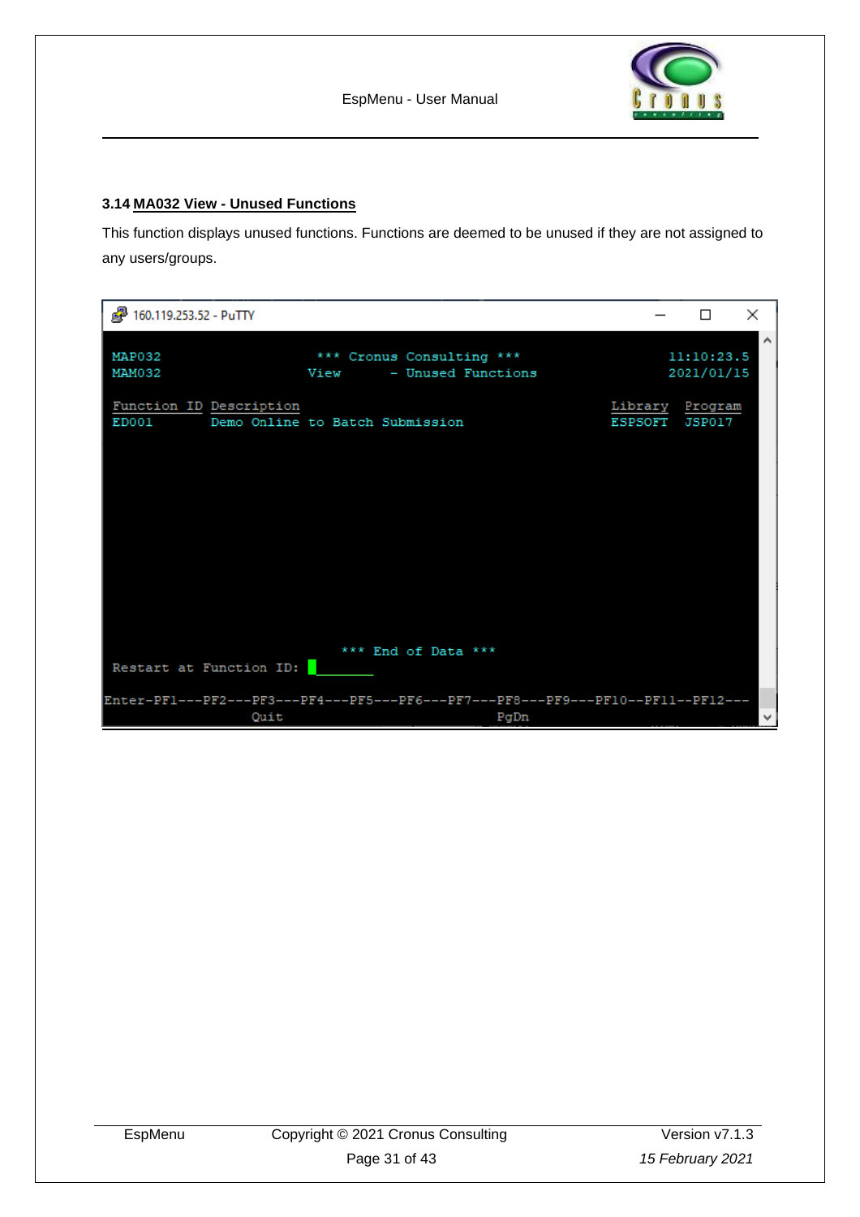### 3.14 MA032 View - Unused Functions

This function displays unused functions. Functions are deemed to be unused if they are not assigned to any users/groups.

```
160.119.253.52 - PuTTY

MAP032                 *** Cronus Consulting ***                  11:10:23.5
MAM032                View      - Unused Functions                2021/01/15

Function ID Description                                    Library  Program
ED001       Demo Online to Batch Submission                ESPSOFT  JSP017







                          *** End of Data ***
 Restart at Function ID: _______

Enter-PF1---PF2---PF3---PF4---PF5---PF6---PF7---PF8---PF9---PF10--PF11--PF12---
                  Quit                         PgDn
```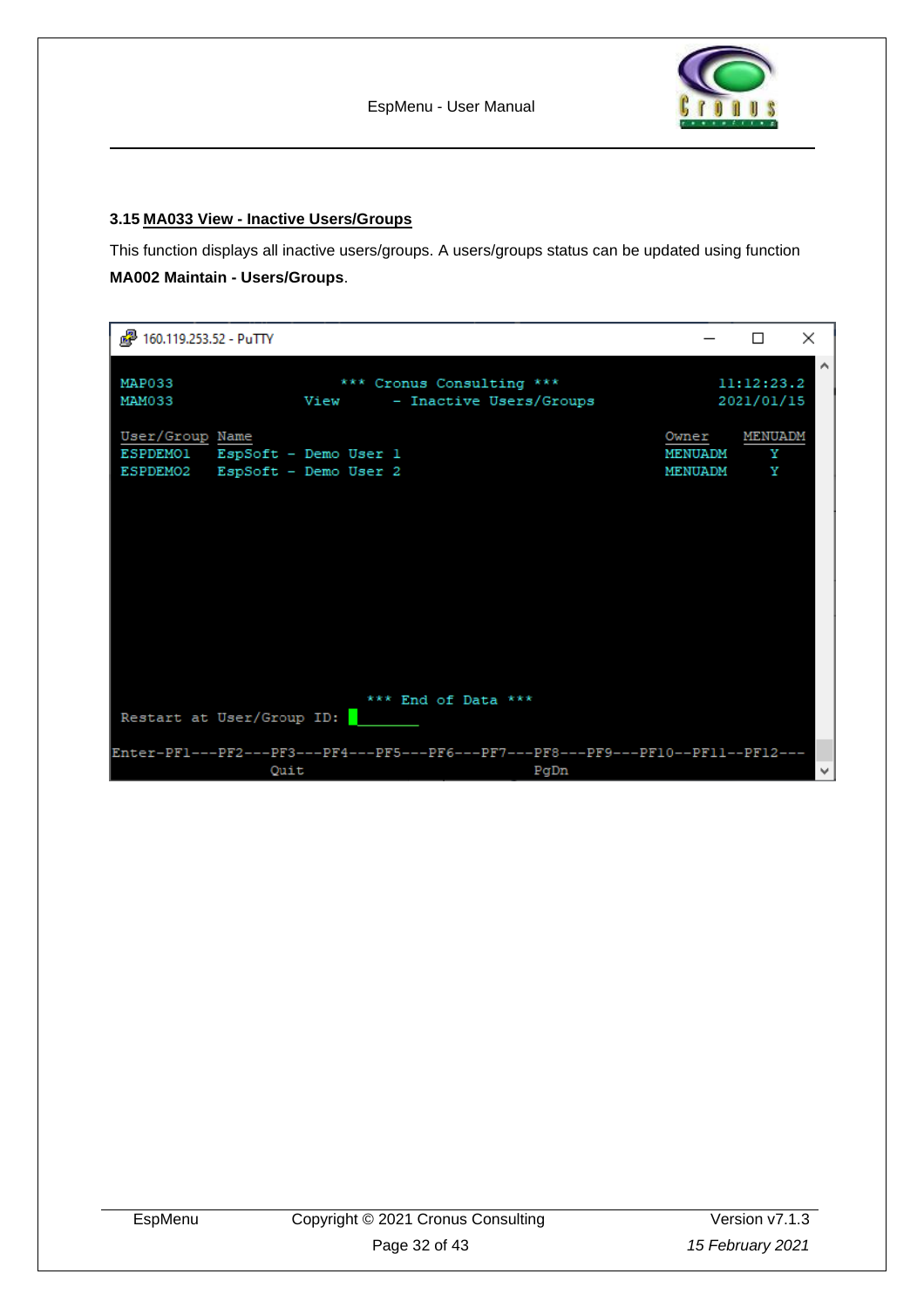### 3.15 MA033 View - Inactive Users/Groups

This function displays all inactive users/groups. A users/groups status can be updated using function **MA002 Maintain - Users/Groups**.

```
160.119.253.52 - PuTTY

MAP033                  *** Cronus Consulting ***                 11:12:23.2
MAM033              View      - Inactive Users/Groups             2021/01/15

User/Group Name                                            Owner    MENUADM
ESPDEMO1   EspSoft - Demo User 1                           MENUADM     Y
ESPDEMO2   EspSoft - Demo User 2                           MENUADM     Y









                             *** End of Data ***
Restart at User/Group ID: ________

Enter-PF1---PF2---PF3---PF4---PF5---PF6---PF7---PF8---PF9---PF10--PF11--PF12---
                  Quit                          PgDn
```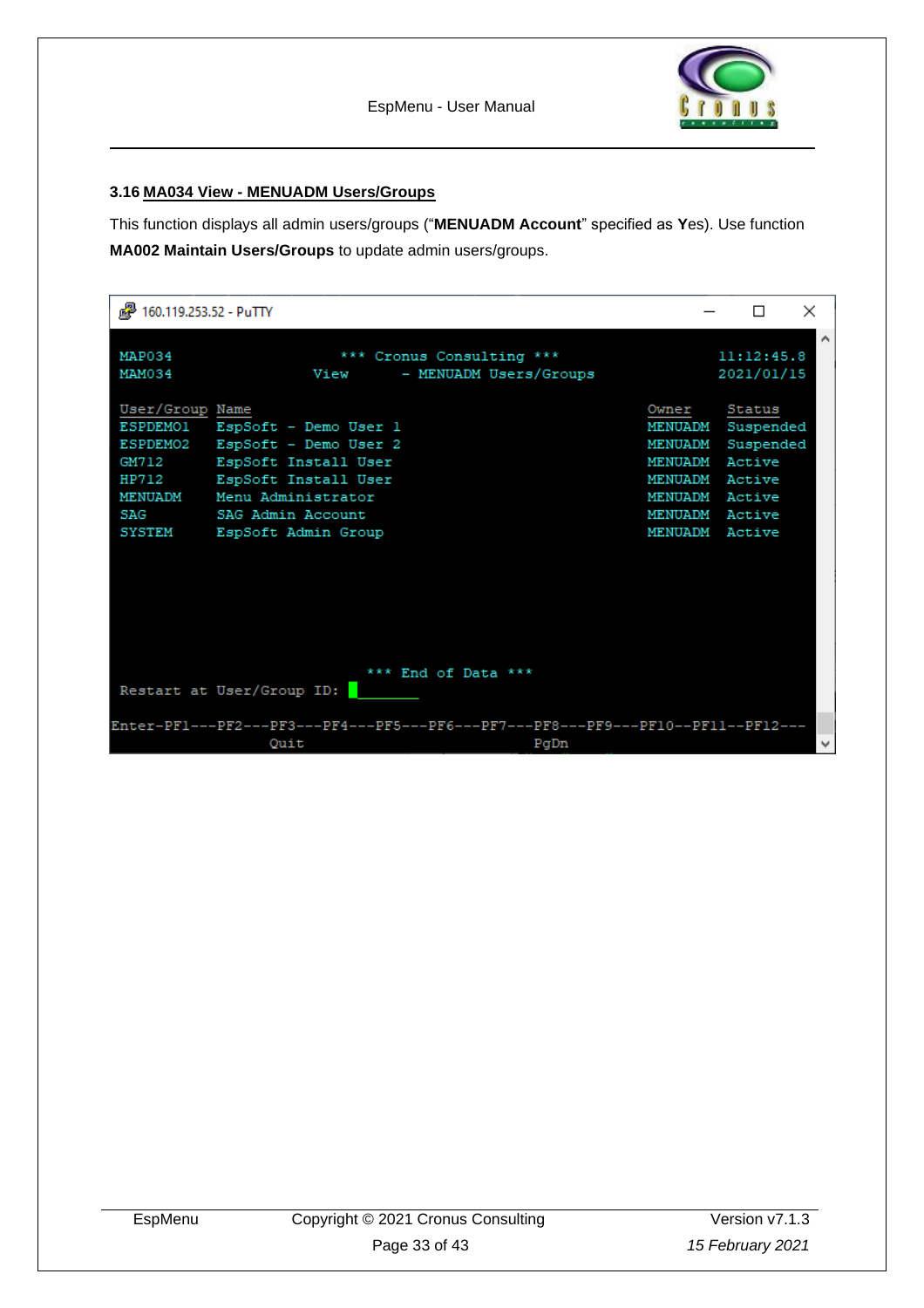### 3.16 MA034 View - MENUADM Users/Groups

This function displays all admin users/groups ("**MENUADM Account**" specified as **Y**es). Use function **MA002 Maintain Users/Groups** to update admin users/groups.

```
160.119.253.52 - PuTTY

MAP034                  *** Cronus Consulting ***                   11:12:45.8
MAM034                View       - MENUADM Users/Groups             2021/01/15

User/Group Name                                           Owner    Status
ESPDEMO1   EspSoft - Demo User 1                          MENUADM  Suspended
ESPDEMO2   EspSoft - Demo User 2                          MENUADM  Suspended
GM712      EspSoft Install User                           MENUADM  Active
HP712      EspSoft Install User                           MENUADM  Active
MENUADM    Menu Administrator                             MENUADM  Active
SAG        SAG Admin Account                              MENUADM  Active
SYSTEM     EspSoft Admin Group                            MENUADM  Active




                              *** End of Data ***
 Restart at User/Group ID: ________

Enter-PF1---PF2---PF3---PF4---PF5---PF6---PF7---PF8---PF9---PF10--PF11--PF12---
                  Quit                          PgDn
```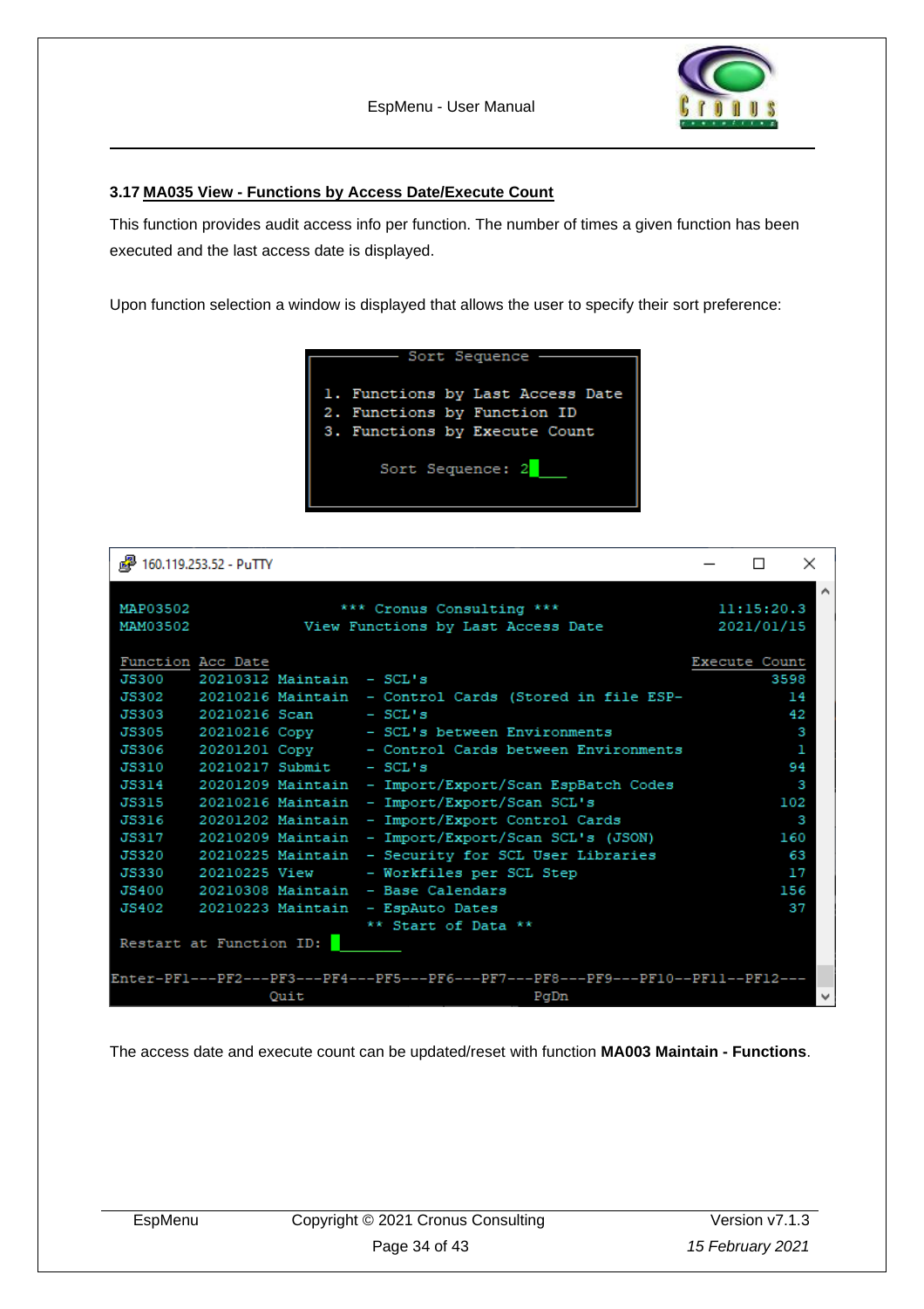### 3.17 MA035 View - Functions by Access Date/Execute Count

This function provides audit access info per function. The number of times a given function has been executed and the last access date is displayed.

Upon function selection a window is displayed that allows the user to specify their sort preference:

```
──────── Sort Sequence ────────

1. Functions by Last Access Date
2. Functions by Function ID
3. Functions by Execute Count

      Sort Sequence: 2___
```

```
160.119.253.52 - PuTTY

MAP03502                *** Cronus Consulting ***              11:15:20.3
MAM03502             View Functions by Last Access Date        2021/01/15

Function Acc Date                                           Execute Count
JS300    20210312 Maintain  - SCL's                                  3598
JS302    20210216 Maintain  - Control Cards (Stored in file ESP-       14
JS303    20210216 Scan      - SCL's                                    42
JS305    20210216 Copy      - SCL's between Environments                3
JS306    20201201 Copy      - Control Cards between Environments        1
JS310    20210217 Submit    - SCL's                                    94
JS314    20201209 Maintain  - Import/Export/Scan EspBatch Codes         3
JS315    20210216 Maintain  - Import/Export/Scan SCL's                102
JS316    20201202 Maintain  - Import/Export Control Cards               3
JS317    20210209 Maintain  - Import/Export/Scan SCL's (JSON)         160
JS320    20210225 Maintain  - Security for SCL User Libraries          63
JS330    20210225 View      - Workfiles per SCL Step                   17
JS400    20210308 Maintain  - Base Calendars                          156
JS402    20210223 Maintain  - EspAuto Dates                            37
                            ** Start of Data **
Restart at Function ID: ________

Enter-PF1---PF2---PF3---PF4---PF5---PF6---PF7---PF8---PF9---PF10--PF11--PF12---
                  Quit                         PgDn
```

The access date and execute count can be updated/reset with function **MA003 Maintain - Functions**.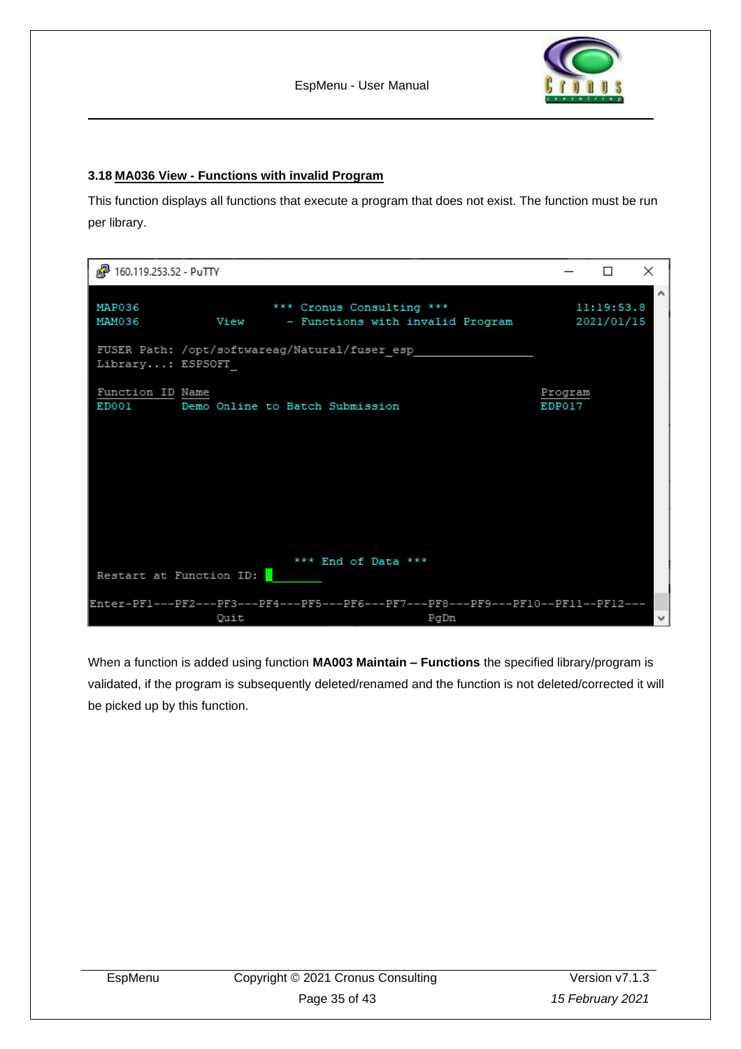### 3.18 MA036 View - Functions with invalid Program

This function displays all functions that execute a program that does not exist. The function must be run per library.

```
160.119.253.52 - PuTTY

MAP036                 *** Cronus Consulting ***                  11:19:53.8
MAM036          View     - Functions with invalid Program         2021/01/15

FUSER Path: /opt/softwareag/Natural/fuser_esp_________________
Library...: ESPSOFT_

Function ID Name                                              Program
ED001       Demo Online to Batch Submission                   EDP017









                         *** End of Data ***
Restart at Function ID: ________

Enter-PF1---PF2---PF3---PF4---PF5---PF6---PF7---PF8---PF9---PF10--PF11--PF12---
                  Quit                        PgDn
```

When a function is added using function **MA003 Maintain – Functions** the specified library/program is validated, if the program is subsequently deleted/renamed and the function is not deleted/corrected it will be picked up by this function.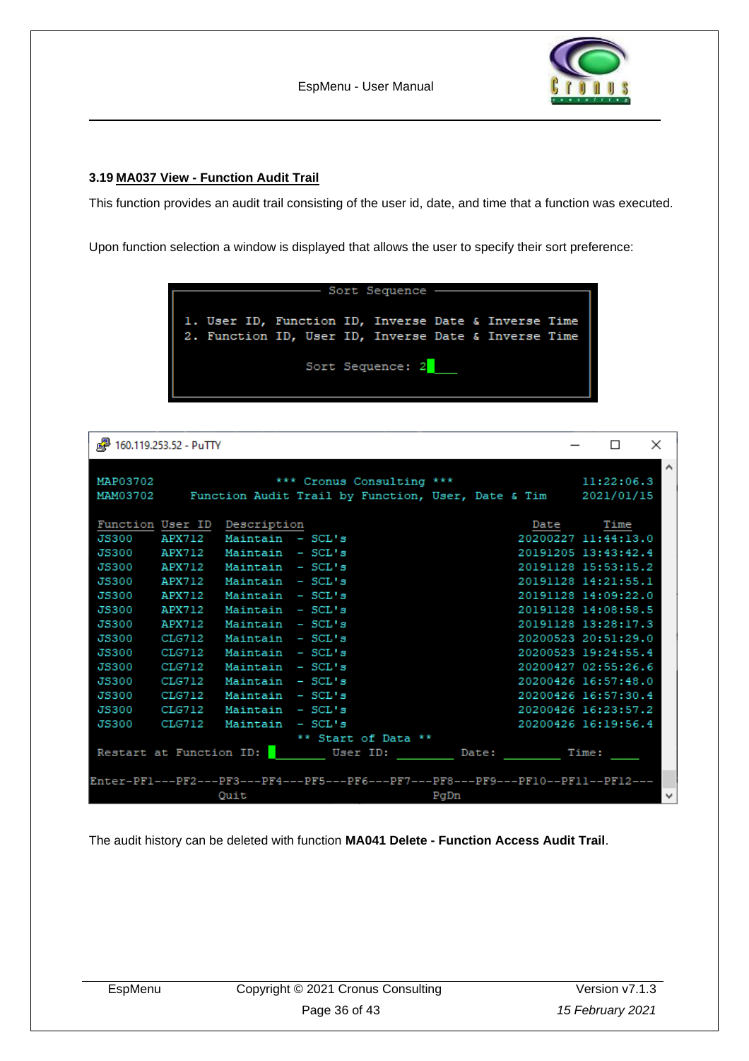### 3.19 MA037 View - Function Audit Trail

This function provides an audit trail consisting of the user id, date, and time that a function was executed.

Upon function selection a window is displayed that allows the user to specify their sort preference:

```
─────────────────── Sort Sequence ───────────────────

 1. User ID, Function ID, Inverse Date & Inverse Time
 2. Function ID, User ID, Inverse Date & Inverse Time

                 Sort Sequence: 2
```

```
160.119.253.52 - PuTTY

MAP03702                 *** Cronus Consulting ***                11:22:06.3
MAM03702       Function Audit Trail by Function, User, Date & Tim  2021/01/15

Function User ID  Description                              Date      Time
JS300    APX712   Maintain  - SCL's                        20200227 11:44:13.0
JS300    APX712   Maintain  - SCL's                        20191205 13:43:42.4
JS300    APX712   Maintain  - SCL's                        20191128 15:53:15.2
JS300    APX712   Maintain  - SCL's                        20191128 14:21:55.1
JS300    APX712   Maintain  - SCL's                        20191128 14:09:22.0
JS300    APX712   Maintain  - SCL's                        20191128 14:08:58.5
JS300    APX712   Maintain  - SCL's                        20191128 13:28:17.3
JS300    CLG712   Maintain  - SCL's                        20200523 20:51:29.0
JS300    CLG712   Maintain  - SCL's                        20200523 19:24:55.4
JS300    CLG712   Maintain  - SCL's                        20200427 02:55:26.6
JS300    CLG712   Maintain  - SCL's                        20200426 16:57:48.0
JS300    CLG712   Maintain  - SCL's                        20200426 16:57:30.4
JS300    CLG712   Maintain  - SCL's                        20200426 16:23:57.2
JS300    CLG712   Maintain  - SCL's                        20200426 16:19:56.4
                           ** Start of Data **
Restart at Function ID: ________ User ID: ________ Date: ________ Time: ____

Enter-PF1---PF2---PF3---PF4---PF5---PF6---PF7---PF8---PF9---PF10--PF11--PF12---
                  Quit                          PgDn
```

The audit history can be deleted with function **MA041 Delete - Function Access Audit Trail**.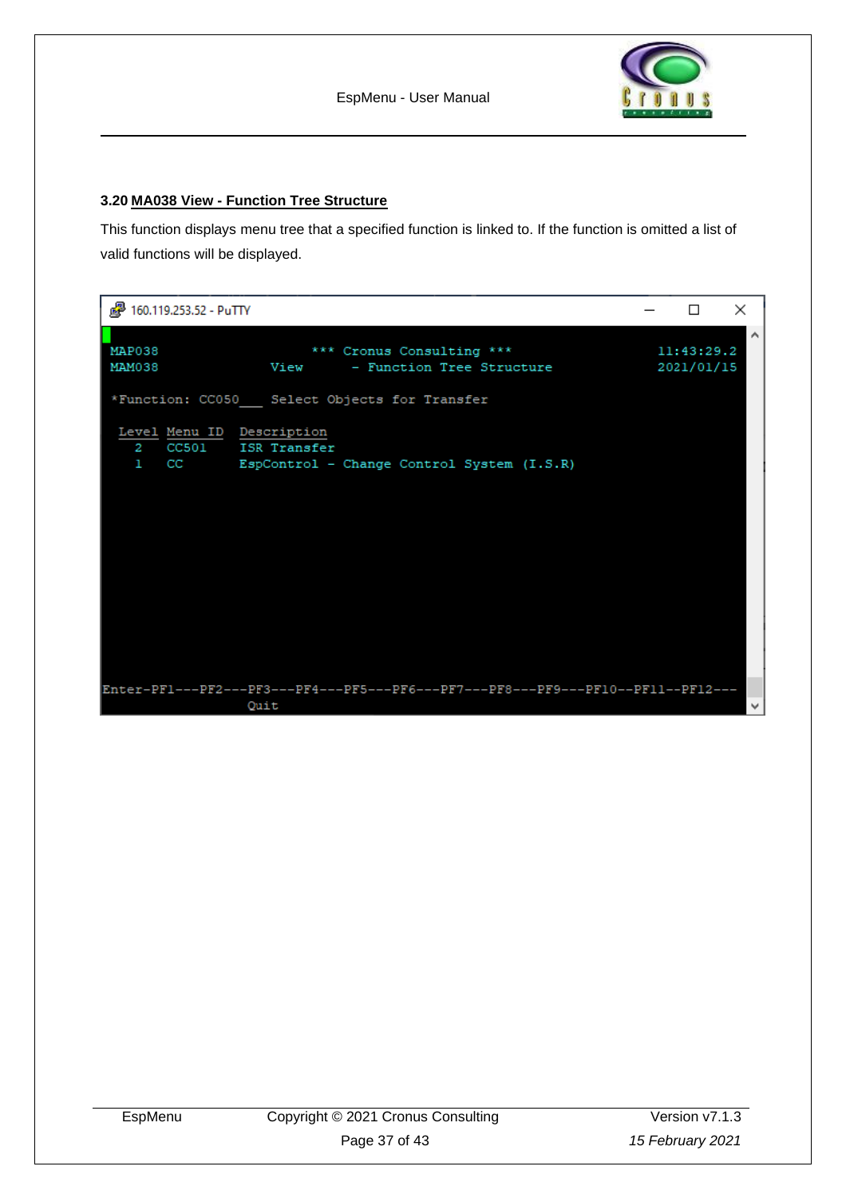### 3.20 MA038 View - Function Tree Structure

This function displays menu tree that a specified function is linked to. If the function is omitted a list of valid functions will be displayed.

```
160.119.253.52 - PuTTY

MAP038                  *** Cronus Consulting ***                    11:43:29.2
MAM038             View      - Function Tree Structure               2021/01/15

*Function: CC050___  Select Objects for Transfer

 Level Menu ID  Description
   2   CC501    ISR Transfer
   1   CC       EspControl - Change Control System (I.S.R)










Enter-PF1---PF2---PF3---PF4---PF5---PF6---PF7---PF8---PF9---PF10--PF11--PF12---
                  Quit
```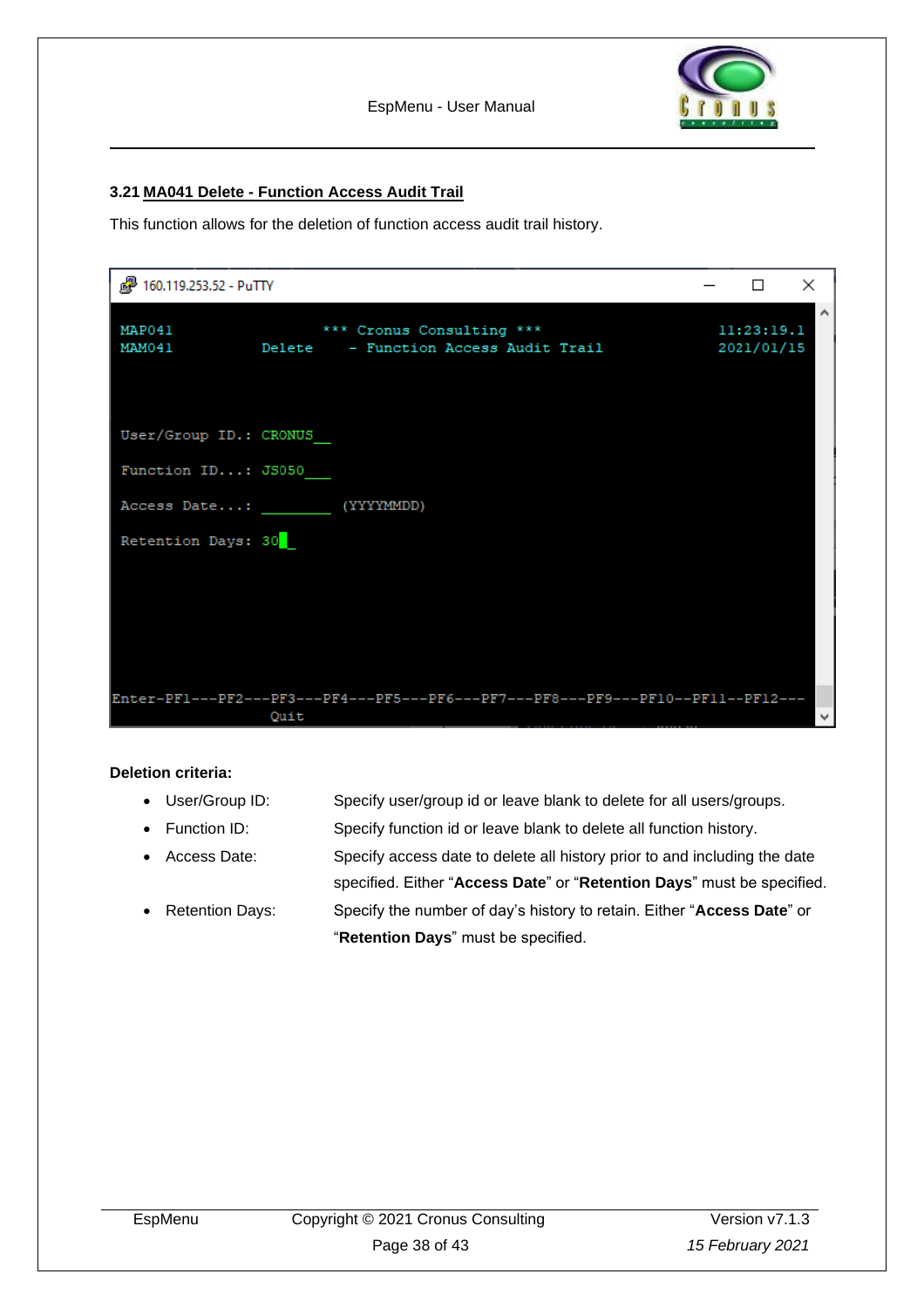## 3.21 MA041 Delete - Function Access Audit Trail

This function allows for the deletion of function access audit trail history.

```
160.119.253.52 - PuTTY

MAP041                 *** Cronus Consulting ***                  11:23:19.1
MAM041          Delete    - Function Access Audit Trail            2021/01/15



User/Group ID.: CRONUS__

Function ID...: JS050___

Access Date...: ________ (YYYYMMDD)

Retention Days: 30_






Enter-PF1---PF2---PF3---PF4---PF5---PF6---PF7---PF8---PF9---PF10--PF11--PF12---
                  Quit
```

**Deletion criteria:**

- User/Group ID: Specify user/group id or leave blank to delete for all users/groups.
- Function ID: Specify function id or leave blank to delete all function history.
- Access Date: Specify access date to delete all history prior to and including the date specified. Either "**Access Date**" or "**Retention Days**" must be specified.
- Retention Days: Specify the number of day's history to retain. Either "**Access Date**" or "**Retention Days**" must be specified.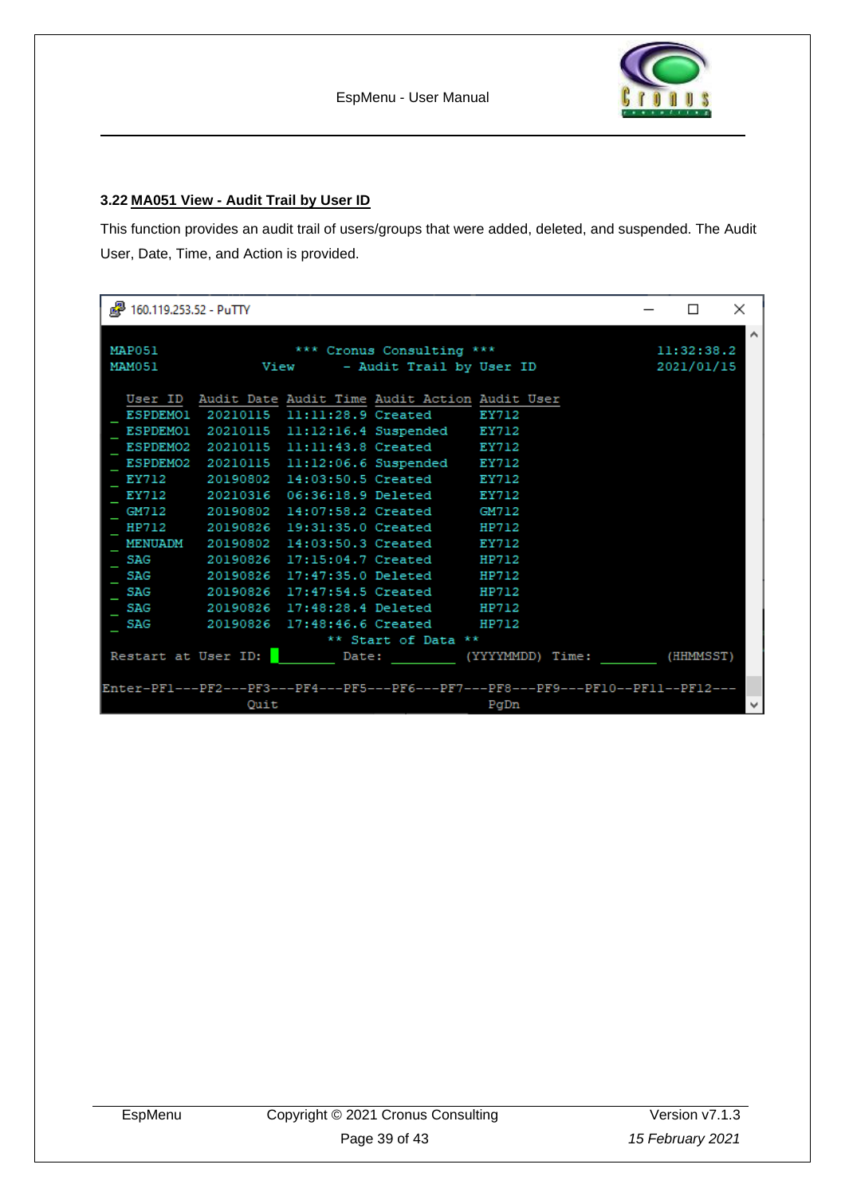### 3.22 MA051 View - Audit Trail by User ID

This function provides an audit trail of users/groups that were added, deleted, and suspended. The Audit User, Date, Time, and Action is provided.

```
160.119.253.52 - PuTTY

MAP051                 *** Cronus Consulting ***                   11:32:38.2
MAM051             View      - Audit Trail by User ID              2021/01/15

  User ID  Audit Date Audit Time Audit Action Audit User
_ ESPDEMO1  20210115  11:11:28.9 Created      EY712
_ ESPDEMO1  20210115  11:12:16.4 Suspended    EY712
_ ESPDEMO2  20210115  11:11:43.8 Created      EY712
_ ESPDEMO2  20210115  11:12:06.6 Suspended    EY712
_ EY712     20190802  14:03:50.5 Created      EY712
_ EY712     20210316  06:36:18.9 Deleted      EY712
_ GM712     20190802  14:07:58.2 Created      GM712
_ HP712     20190826  19:31:35.0 Created      HP712
_ MENUADM   20190802  14:03:50.3 Created      EY712
_ SAG       20190826  17:15:04.7 Created      HP712
_ SAG       20190826  17:47:35.0 Deleted      HP712
_ SAG       20190826  17:47:54.5 Created      HP712
_ SAG       20190826  17:48:28.4 Deleted      HP712
_ SAG       20190826  17:48:46.6 Created      HP712
                         ** Start of Data **
Restart at User ID: ________  Date: ________  (YYYYMMDD) Time: _______  (HHMMSST)

Enter-PF1---PF2---PF3---PF4---PF5---PF6---PF7---PF8---PF9---PF10--PF11--PF12---
                  Quit                            PgDn
```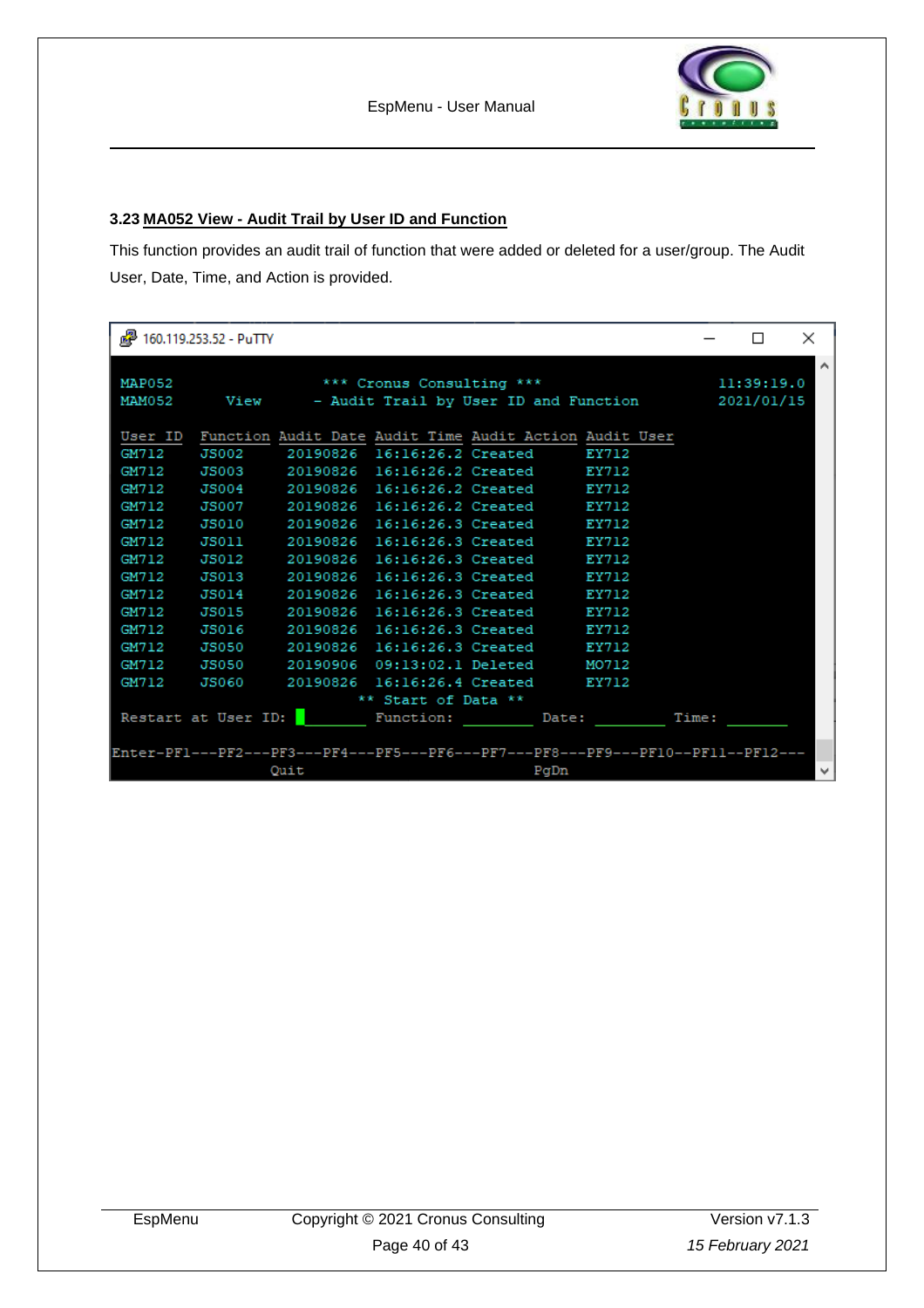### 3.23 MA052 View - Audit Trail by User ID and Function

This function provides an audit trail of function that were added or deleted for a user/group. The Audit User, Date, Time, and Action is provided.

```
MAP052              *** Cronus Consulting ***                  11:39:19.0
MAM052      View   - Audit Trail by User ID and Function       2021/01/15

User ID  Function Audit Date Audit Time Audit Action Audit User
GM712    JS002     20190826  16:16:26.2 Created      EY712
GM712    JS003     20190826  16:16:26.2 Created      EY712
GM712    JS004     20190826  16:16:26.2 Created      EY712
GM712    JS007     20190826  16:16:26.2 Created      EY712
GM712    JS010     20190826  16:16:26.3 Created      EY712
GM712    JS011     20190826  16:16:26.3 Created      EY712
GM712    JS012     20190826  16:16:26.3 Created      EY712
GM712    JS013     20190826  16:16:26.3 Created      EY712
GM712    JS014     20190826  16:16:26.3 Created      EY712
GM712    JS015     20190826  16:16:26.3 Created      EY712
GM712    JS016     20190826  16:16:26.3 Created      EY712
GM712    JS050     20190826  16:16:26.3 Created      EY712
GM712    JS050     20190906  09:13:02.1 Deleted      MO712
GM712    JS060     20190826  16:16:26.4 Created      EY712
                            ** Start of Data **
Restart at User ID: ________ Function: ________ Date: ________ Time: _______

Enter-PF1---PF2---PF3---PF4---PF5---PF6---PF7---PF8---PF9---PF10--PF11--PF12---
                  Quit                          PgDn
```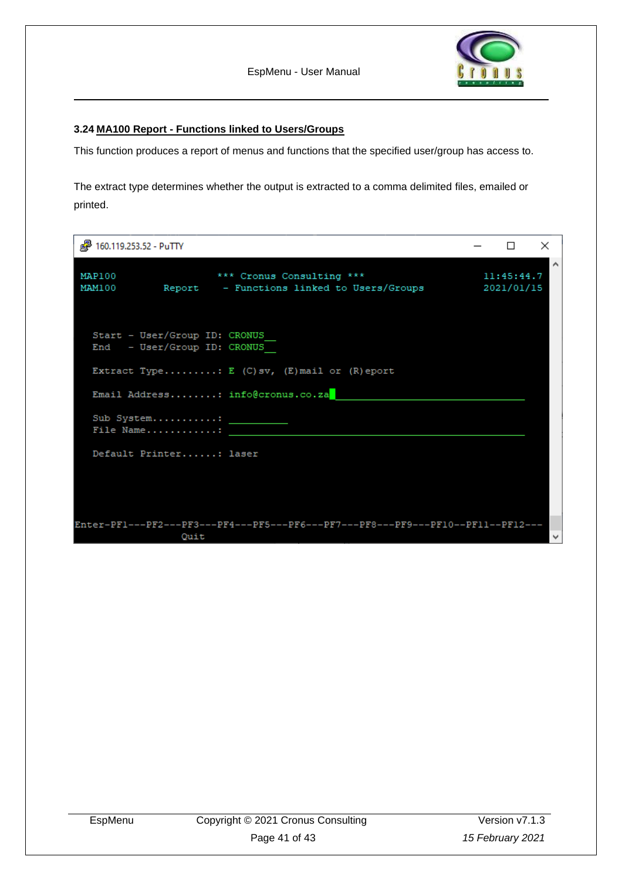## 3.24 MA100 Report - Functions linked to Users/Groups

This function produces a report of menus and functions that the specified user/group has access to.

The extract type determines whether the output is extracted to a comma delimited files, emailed or printed.

```
160.119.253.52 - PuTTY

MAP100                *** Cronus Consulting ***                      11:45:44.7
MAM100       Report    - Functions linked to Users/Groups            2021/01/15


  Start - User/Group ID: CRONUS__
  End   - User/Group ID: CRONUS__

  Extract Type.........: E (C)sv, (E)mail or (R)eport

  Email Address........: info@cronus.co.za_________________________________

  Sub System...........: __________
  File Name............: __________________________________________________

  Default Printer......: laser




Enter-PF1---PF2---PF3---PF4---PF5---PF6---PF7---PF8---PF9---PF10--PF11--PF12---
                  Quit
```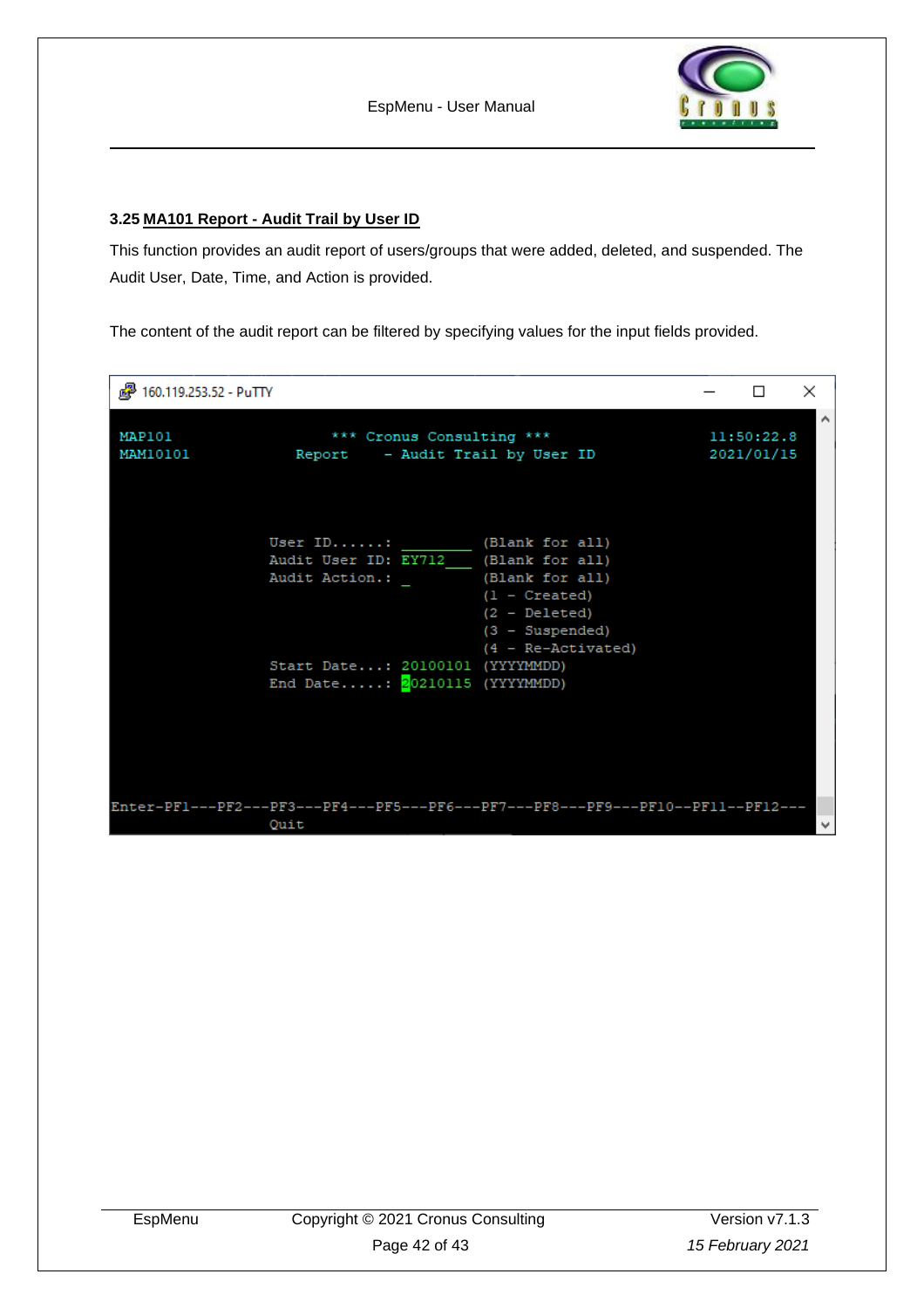### 3.25 MA101 Report - Audit Trail by User ID

This function provides an audit report of users/groups that were added, deleted, and suspended. The Audit User, Date, Time, and Action is provided.

The content of the audit report can be filtered by specifying values for the input fields provided.

```
160.119.253.52 - PuTTY

MAP101                 *** Cronus Consulting ***                 11:50:22.8
MAM10101            Report    - Audit Trail by User ID            2021/01/15



                 User ID......: ________ (Blank for all)
                 Audit User ID: EY712___ (Blank for all)
                 Audit Action.: _        (Blank for all)
                                         (1 - Created)
                                         (2 - Deleted)
                                         (3 - Suspended)
                                         (4 - Re-Activated)
                 Start Date...: 20100101 (YYYYMMDD)
                 End Date.....: 20210115 (YYYYMMDD)




Enter-PF1---PF2---PF3---PF4---PF5---PF6---PF7---PF8---PF9---PF10--PF11--PF12---
                  Quit
```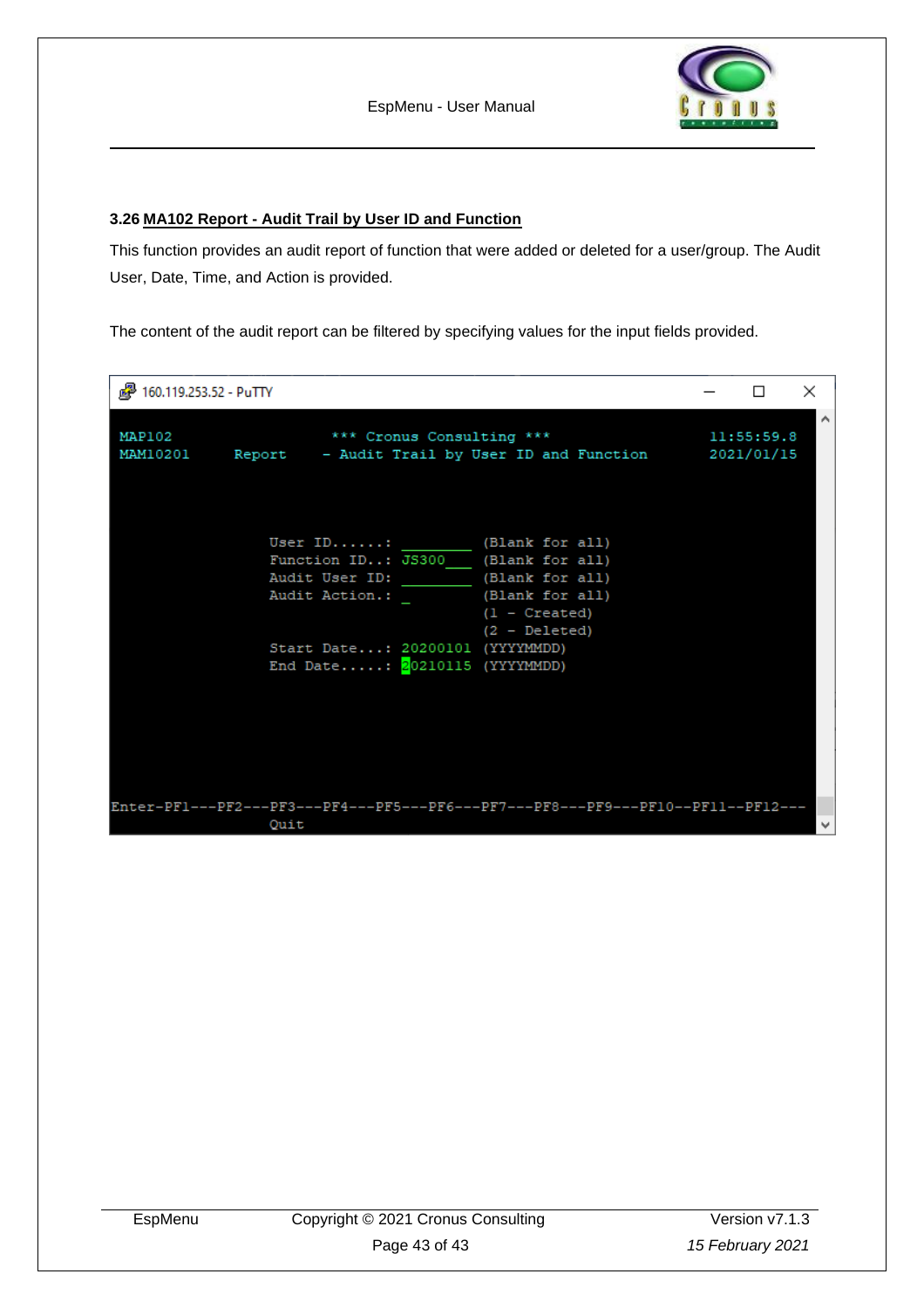### 3.26 MA102 Report - Audit Trail by User ID and Function

This function provides an audit report of function that were added or deleted for a user/group. The Audit User, Date, Time, and Action is provided.

The content of the audit report can be filtered by specifying values for the input fields provided.

```
160.119.253.52 - PuTTY

MAP102                *** Cronus Consulting ***                 11:55:59.8
MAM10201     Report    - Audit Trail by User ID and Function    2021/01/15



                User ID......: ________ (Blank for all)
                Function ID..: JS300___ (Blank for all)
                Audit User ID: ________ (Blank for all)
                Audit Action.: _        (Blank for all)
                                        (1 - Created)
                                        (2 - Deleted)
                Start Date...: 20200101 (YYYYMMDD)
                End Date.....: 20210115 (YYYYMMDD)






Enter-PF1---PF2---PF3---PF4---PF5---PF6---PF7---PF8---PF9---PF10--PF11--PF12---
                  Quit
```